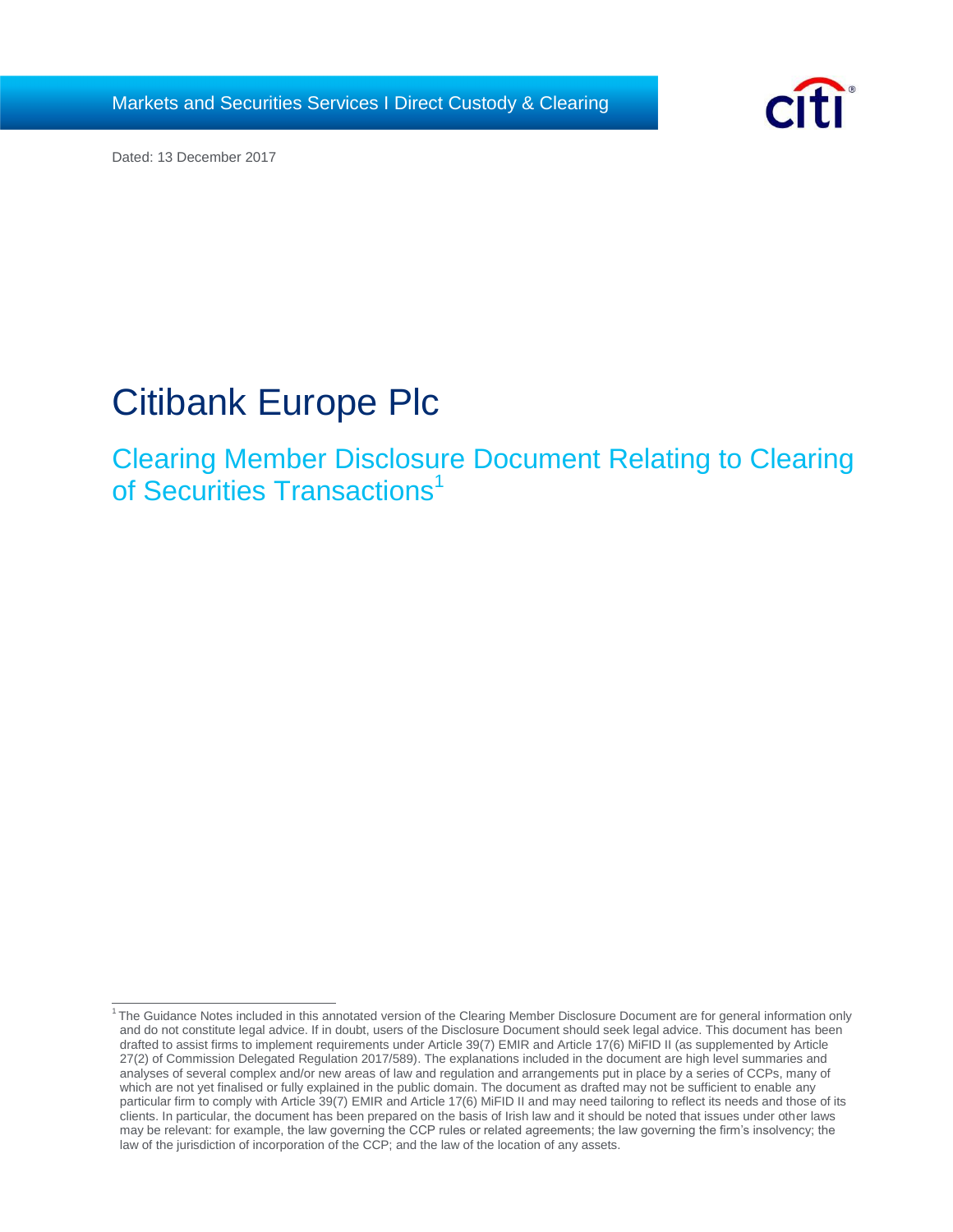Markets and Securities Services I Direct Custody & Clearing

Dated: 13 December 2017

# Citibank Europe Plc

## Clearing Member Disclosure Document Relating to Clearing of Securities Transactions[1]

---

[1] The Guidance Notes included in this annotated version of the Clearing Member Disclosure Document are for general information only and do not constitute legal advice. If in doubt, users of the Disclosure Document should seek legal advice. This document has been drafted to assist firms to implement requirements under Article 39(7) EMIR and Article 17(6) MiFID II (as supplemented by Article 27(2) of Commission Delegated Regulation 2017/589). The explanations included in the document are high level summaries and analyses of several complex and/or new areas of law and regulation and arrangements put in place by a series of CCPs, many of which are not yet finalised or fully explained in the public domain. The document as drafted may not be sufficient to enable any particular firm to comply with Article 39(7) EMIR and Article 17(6) MiFID II and may need tailoring to reflect its needs and those of its clients. In particular, the document has been prepared on the basis of Irish law and it should be noted that issues under other laws may be relevant: for example, the law governing the CCP rules or related agreements; the law governing the firm's insolvency; the law of the jurisdiction of incorporation of the CCP; and the law of the location of any assets.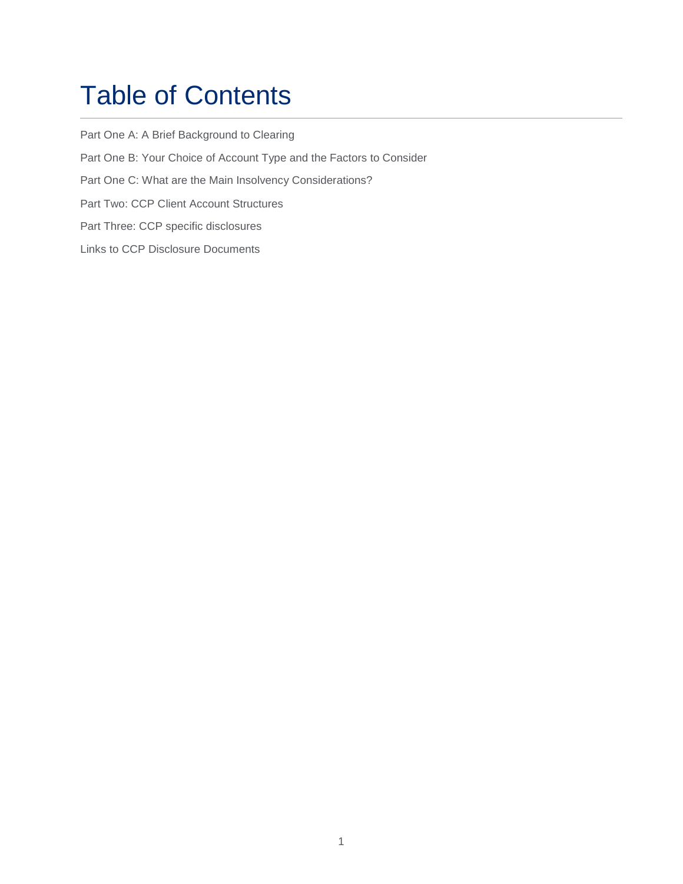# Table of Contents

Part One A: A Brief Background to Clearing

Part One B: Your Choice of Account Type and the Factors to Consider

Part One C: What are the Main Insolvency Considerations?

Part Two: CCP Client Account Structures

Part Three: CCP specific disclosures

Links to CCP Disclosure Documents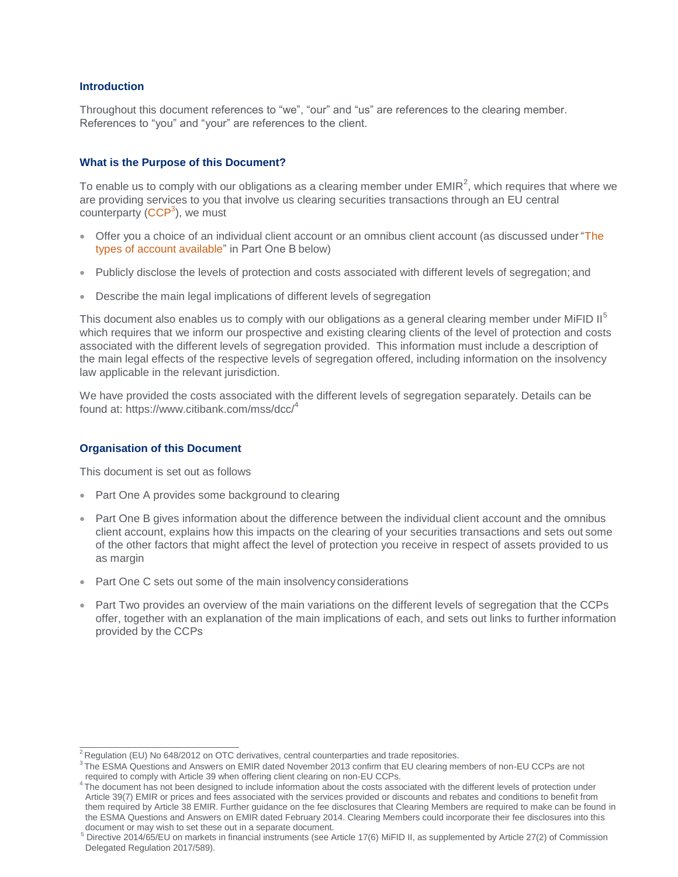### Introduction

Throughout this document references to "we", "our" and "us" are references to the clearing member. References to "you" and "your" are references to the client.

### What is the Purpose of this Document?

To enable us to comply with our obligations as a clearing member under EMIR[2], which requires that where we are providing services to you that involve us clearing securities transactions through an EU central counterparty (CCP[3]), we must

- Offer you a choice of an individual client account or an omnibus client account (as discussed under "The types of account available" in Part One B below)
- Publicly disclose the levels of protection and costs associated with different levels of segregation; and
- Describe the main legal implications of different levels of segregation

This document also enables us to comply with our obligations as a general clearing member under MiFID II[5] which requires that we inform our prospective and existing clearing clients of the level of protection and costs associated with the different levels of segregation provided. This information must include a description of the main legal effects of the respective levels of segregation offered, including information on the insolvency law applicable in the relevant jurisdiction.

We have provided the costs associated with the different levels of segregation separately. Details can be found at: https://www.citibank.com/mss/dcc/[4]

### Organisation of this Document

This document is set out as follows

- Part One A provides some background to clearing
- Part One B gives information about the difference between the individual client account and the omnibus client account, explains how this impacts on the clearing of your securities transactions and sets out some of the other factors that might affect the level of protection you receive in respect of assets provided to us as margin
- Part One C sets out some of the main insolvency considerations
- Part Two provides an overview of the main variations on the different levels of segregation that the CCPs offer, together with an explanation of the main implications of each, and sets out links to further information provided by the CCPs

---

[2] Regulation (EU) No 648/2012 on OTC derivatives, central counterparties and trade repositories.

[3] The ESMA Questions and Answers on EMIR dated November 2013 confirm that EU clearing members of non-EU CCPs are not required to comply with Article 39 when offering client clearing on non-EU CCPs.

[4] The document has not been designed to include information about the costs associated with the different levels of protection under Article 39(7) EMIR or prices and fees associated with the services provided or discounts and rebates and conditions to benefit from them required by Article 38 EMIR. Further guidance on the fee disclosures that Clearing Members are required to make can be found in the ESMA Questions and Answers on EMIR dated February 2014. Clearing Members could incorporate their fee disclosures into this document or may wish to set these out in a separate document.

[5] Directive 2014/65/EU on markets in financial instruments (see Article 17(6) MiFID II, as supplemented by Article 27(2) of Commission Delegated Regulation 2017/589).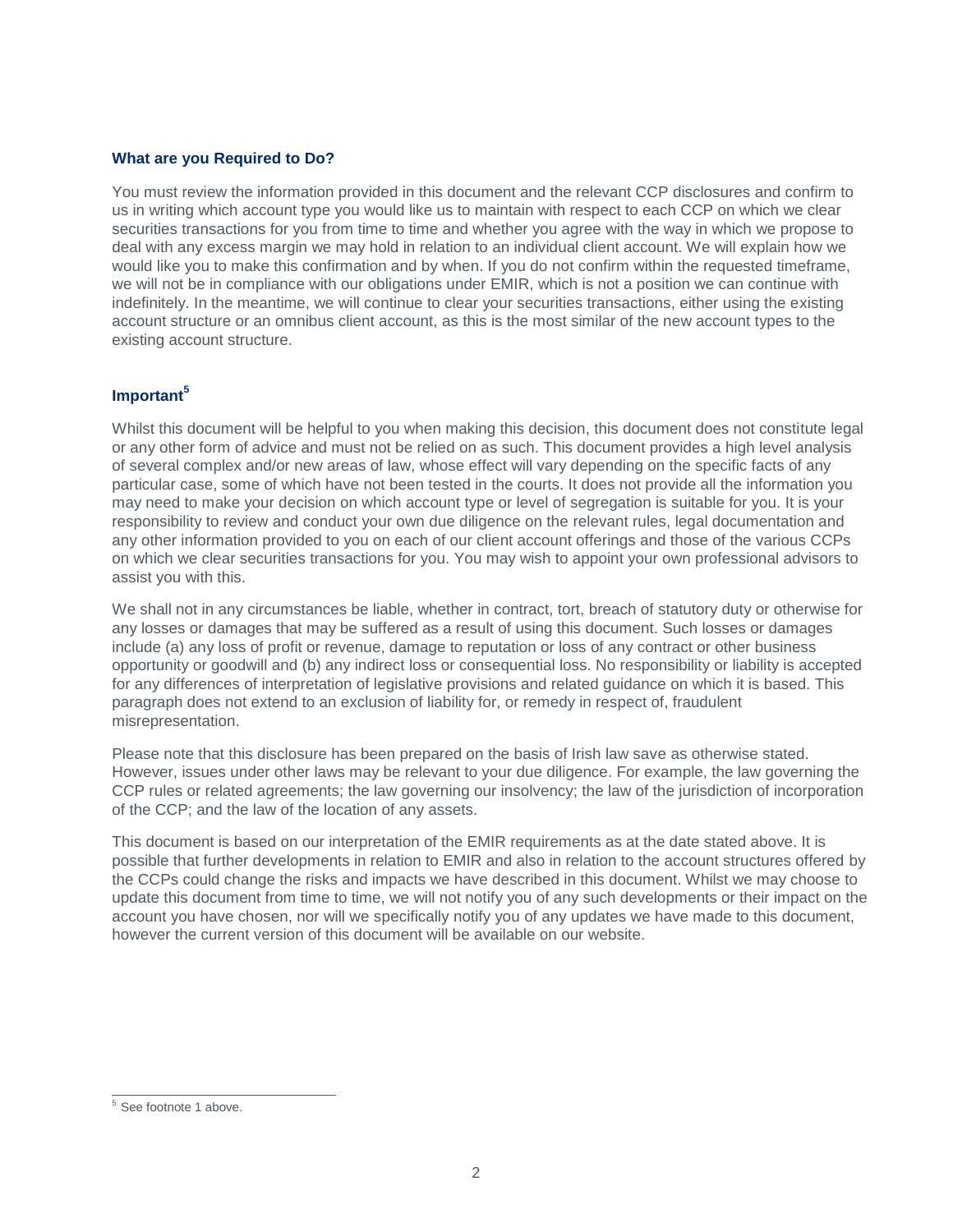### What are you Required to Do?

You must review the information provided in this document and the relevant CCP disclosures and confirm to us in writing which account type you would like us to maintain with respect to each CCP on which we clear securities transactions for you from time to time and whether you agree with the way in which we propose to deal with any excess margin we may hold in relation to an individual client account. We will explain how we would like you to make this confirmation and by when. If you do not confirm within the requested timeframe, we will not be in compliance with our obligations under EMIR, which is not a position we can continue with indefinitely. In the meantime, we will continue to clear your securities transactions, either using the existing account structure or an omnibus client account, as this is the most similar of the new account types to the existing account structure.

### Important[5]

Whilst this document will be helpful to you when making this decision, this document does not constitute legal or any other form of advice and must not be relied on as such. This document provides a high level analysis of several complex and/or new areas of law, whose effect will vary depending on the specific facts of any particular case, some of which have not been tested in the courts. It does not provide all the information you may need to make your decision on which account type or level of segregation is suitable for you. It is your responsibility to review and conduct your own due diligence on the relevant rules, legal documentation and any other information provided to you on each of our client account offerings and those of the various CCPs on which we clear securities transactions for you. You may wish to appoint your own professional advisors to assist you with this.

We shall not in any circumstances be liable, whether in contract, tort, breach of statutory duty or otherwise for any losses or damages that may be suffered as a result of using this document. Such losses or damages include (a) any loss of profit or revenue, damage to reputation or loss of any contract or other business opportunity or goodwill and (b) any indirect loss or consequential loss. No responsibility or liability is accepted for any differences of interpretation of legislative provisions and related guidance on which it is based. This paragraph does not extend to an exclusion of liability for, or remedy in respect of, fraudulent misrepresentation.

Please note that this disclosure has been prepared on the basis of Irish law save as otherwise stated. However, issues under other laws may be relevant to your due diligence. For example, the law governing the CCP rules or related agreements; the law governing our insolvency; the law of the jurisdiction of incorporation of the CCP; and the law of the location of any assets.

This document is based on our interpretation of the EMIR requirements as at the date stated above. It is possible that further developments in relation to EMIR and also in relation to the account structures offered by the CCPs could change the risks and impacts we have described in this document. Whilst we may choose to update this document from time to time, we will not notify you of any such developments or their impact on the account you have chosen, nor will we specifically notify you of any updates we have made to this document, however the current version of this document will be available on our website.

[5] See footnote 1 above.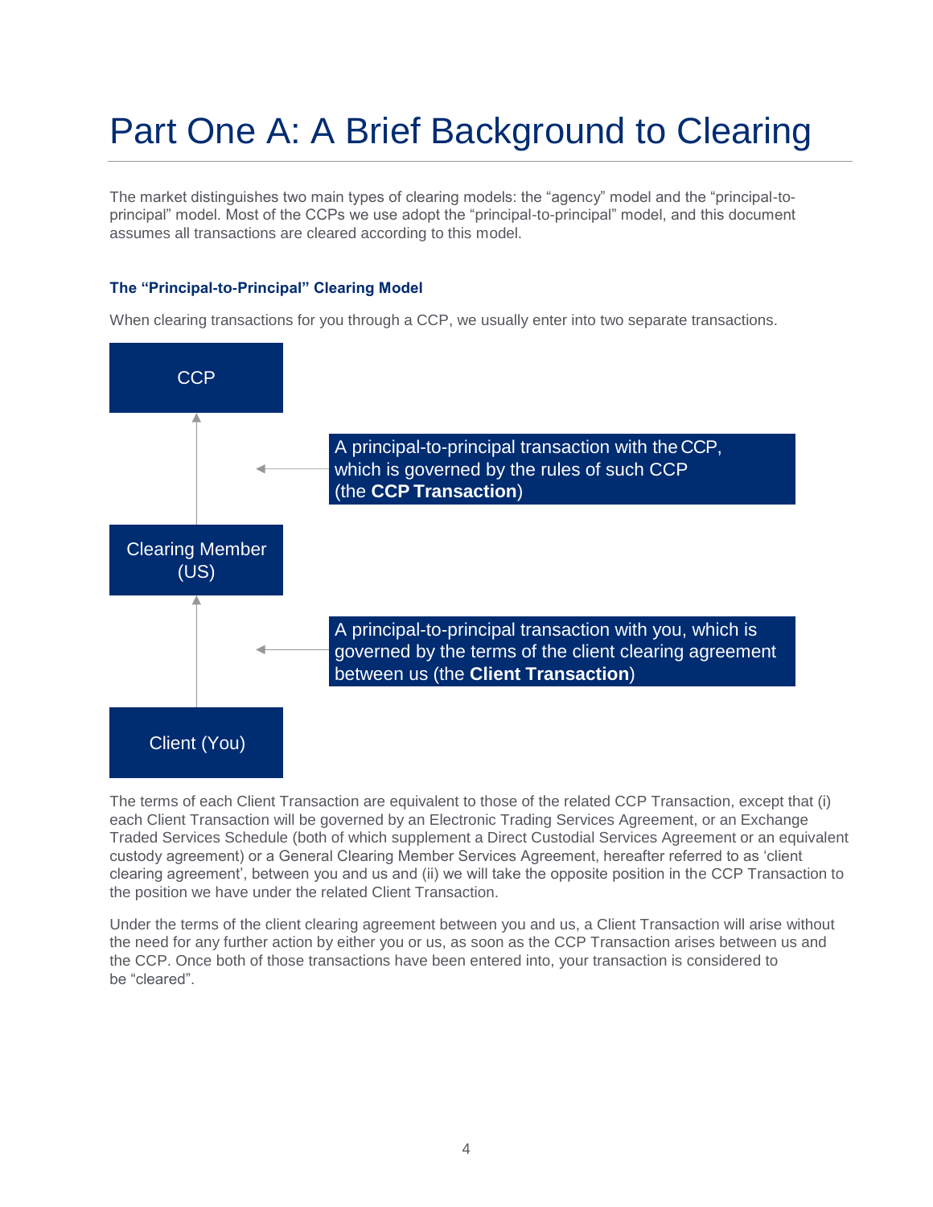# Part One A: A Brief Background to Clearing

The market distinguishes two main types of clearing models: the "agency" model and the "principal-to-principal" model. Most of the CCPs we use adopt the "principal-to-principal" model, and this document assumes all transactions are cleared according to this model.

### The "Principal-to-Principal" Clearing Model

When clearing transactions for you through a CCP, we usually enter into two separate transactions.

CCP

A principal-to-principal transaction with the CCP, which is governed by the rules of such CCP (the **CCP Transaction**)

Clearing Member (US)

A principal-to-principal transaction with you, which is governed by the terms of the client clearing agreement between us (the **Client Transaction**)

Client (You)

The terms of each Client Transaction are equivalent to those of the related CCP Transaction, except that (i) each Client Transaction will be governed by an Electronic Trading Services Agreement, or an Exchange Traded Services Schedule (both of which supplement a Direct Custodial Services Agreement or an equivalent custody agreement) or a General Clearing Member Services Agreement, hereafter referred to as 'client clearing agreement', between you and us and (ii) we will take the opposite position in the CCP Transaction to the position we have under the related Client Transaction.

Under the terms of the client clearing agreement between you and us, a Client Transaction will arise without the need for any further action by either you or us, as soon as the CCP Transaction arises between us and the CCP. Once both of those transactions have been entered into, your transaction is considered to be "cleared".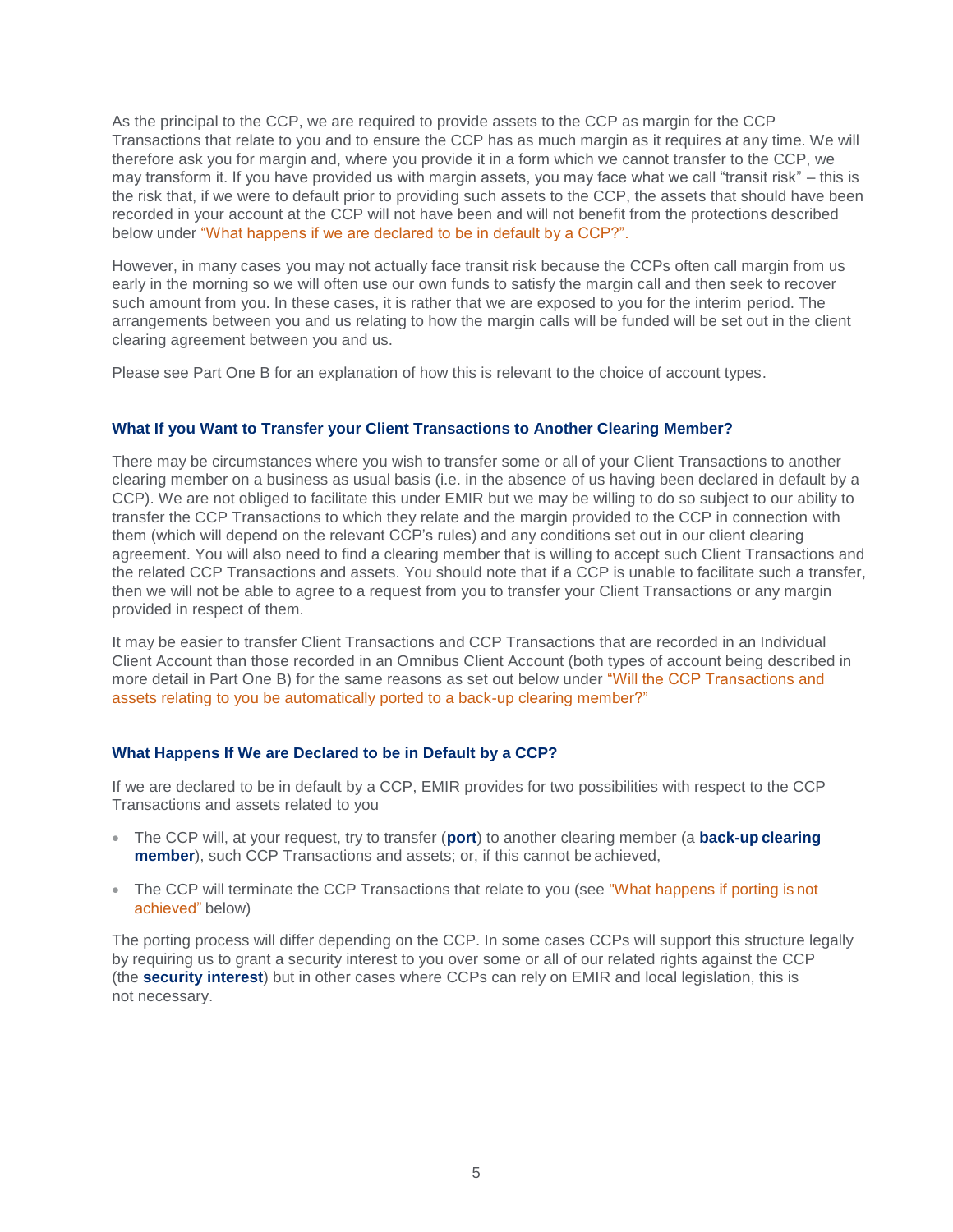As the principal to the CCP, we are required to provide assets to the CCP as margin for the CCP Transactions that relate to you and to ensure the CCP has as much margin as it requires at any time. We will therefore ask you for margin and, where you provide it in a form which we cannot transfer to the CCP, we may transform it. If you have provided us with margin assets, you may face what we call "transit risk" – this is the risk that, if we were to default prior to providing such assets to the CCP, the assets that should have been recorded in your account at the CCP will not have been and will not benefit from the protections described below under "What happens if we are declared to be in default by a CCP?".

However, in many cases you may not actually face transit risk because the CCPs often call margin from us early in the morning so we will often use our own funds to satisfy the margin call and then seek to recover such amount from you. In these cases, it is rather that we are exposed to you for the interim period. The arrangements between you and us relating to how the margin calls will be funded will be set out in the client clearing agreement between you and us.

Please see Part One B for an explanation of how this is relevant to the choice of account types.

### What If you Want to Transfer your Client Transactions to Another Clearing Member?

There may be circumstances where you wish to transfer some or all of your Client Transactions to another clearing member on a business as usual basis (i.e. in the absence of us having been declared in default by a CCP). We are not obliged to facilitate this under EMIR but we may be willing to do so subject to our ability to transfer the CCP Transactions to which they relate and the margin provided to the CCP in connection with them (which will depend on the relevant CCP's rules) and any conditions set out in our client clearing agreement. You will also need to find a clearing member that is willing to accept such Client Transactions and the related CCP Transactions and assets. You should note that if a CCP is unable to facilitate such a transfer, then we will not be able to agree to a request from you to transfer your Client Transactions or any margin provided in respect of them.

It may be easier to transfer Client Transactions and CCP Transactions that are recorded in an Individual Client Account than those recorded in an Omnibus Client Account (both types of account being described in more detail in Part One B) for the same reasons as set out below under "Will the CCP Transactions and assets relating to you be automatically ported to a back-up clearing member?"

### What Happens If We are Declared to be in Default by a CCP?

If we are declared to be in default by a CCP, EMIR provides for two possibilities with respect to the CCP Transactions and assets related to you

- The CCP will, at your request, try to transfer (**port**) to another clearing member (a **back-up clearing member**), such CCP Transactions and assets; or, if this cannot be achieved,
- The CCP will terminate the CCP Transactions that relate to you (see "What happens if porting is not achieved" below)

The porting process will differ depending on the CCP. In some cases CCPs will support this structure legally by requiring us to grant a security interest to you over some or all of our related rights against the CCP (the **security interest**) but in other cases where CCPs can rely on EMIR and local legislation, this is not necessary.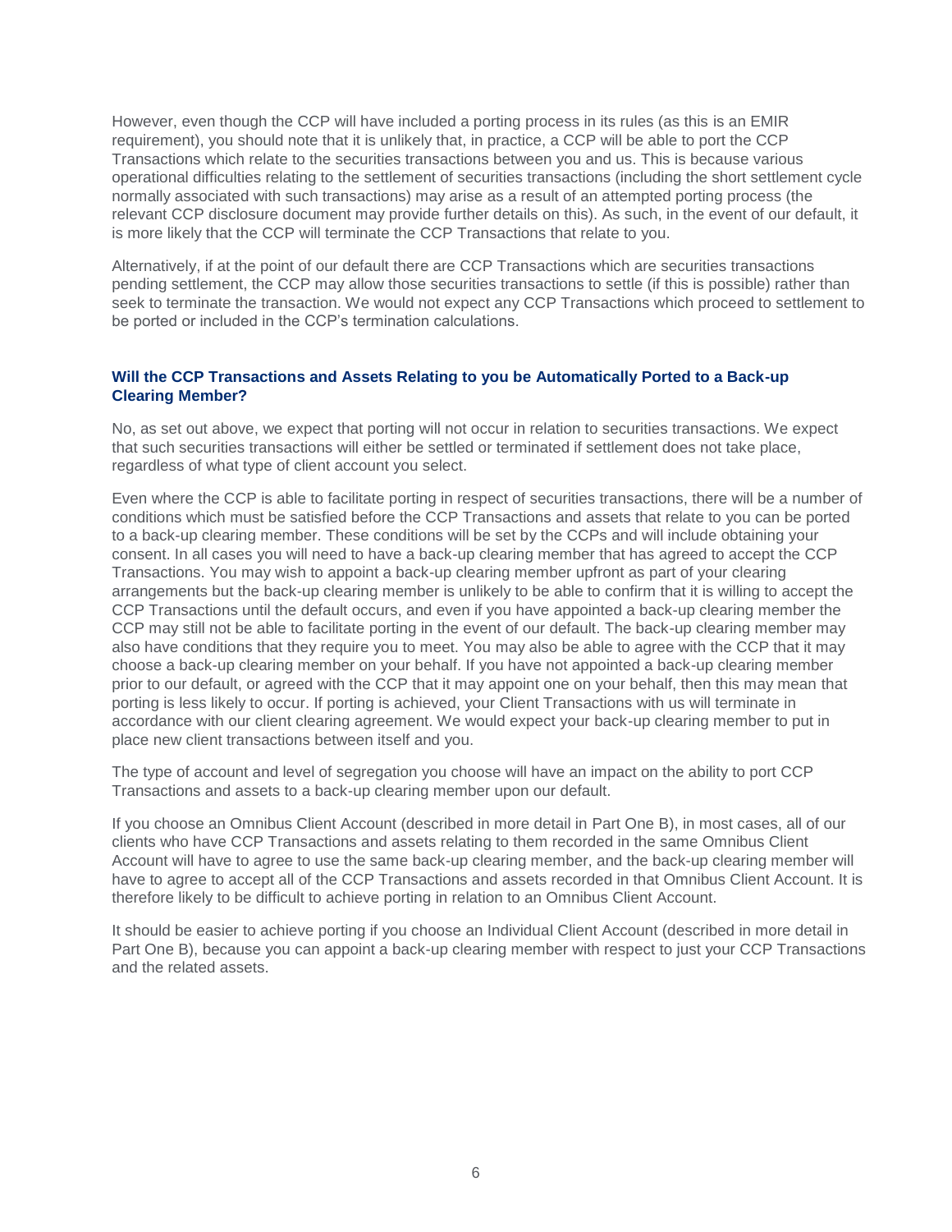However, even though the CCP will have included a porting process in its rules (as this is an EMIR requirement), you should note that it is unlikely that, in practice, a CCP will be able to port the CCP Transactions which relate to the securities transactions between you and us. This is because various operational difficulties relating to the settlement of securities transactions (including the short settlement cycle normally associated with such transactions) may arise as a result of an attempted porting process (the relevant CCP disclosure document may provide further details on this). As such, in the event of our default, it is more likely that the CCP will terminate the CCP Transactions that relate to you.

Alternatively, if at the point of our default there are CCP Transactions which are securities transactions pending settlement, the CCP may allow those securities transactions to settle (if this is possible) rather than seek to terminate the transaction. We would not expect any CCP Transactions which proceed to settlement to be ported or included in the CCP's termination calculations.

### Will the CCP Transactions and Assets Relating to you be Automatically Ported to a Back-up Clearing Member?

No, as set out above, we expect that porting will not occur in relation to securities transactions. We expect that such securities transactions will either be settled or terminated if settlement does not take place, regardless of what type of client account you select.

Even where the CCP is able to facilitate porting in respect of securities transactions, there will be a number of conditions which must be satisfied before the CCP Transactions and assets that relate to you can be ported to a back-up clearing member. These conditions will be set by the CCPs and will include obtaining your consent. In all cases you will need to have a back-up clearing member that has agreed to accept the CCP Transactions. You may wish to appoint a back-up clearing member upfront as part of your clearing arrangements but the back-up clearing member is unlikely to be able to confirm that it is willing to accept the CCP Transactions until the default occurs, and even if you have appointed a back-up clearing member the CCP may still not be able to facilitate porting in the event of our default. The back-up clearing member may also have conditions that they require you to meet. You may also be able to agree with the CCP that it may choose a back-up clearing member on your behalf. If you have not appointed a back-up clearing member prior to our default, or agreed with the CCP that it may appoint one on your behalf, then this may mean that porting is less likely to occur. If porting is achieved, your Client Transactions with us will terminate in accordance with our client clearing agreement. We would expect your back-up clearing member to put in place new client transactions between itself and you.

The type of account and level of segregation you choose will have an impact on the ability to port CCP Transactions and assets to a back-up clearing member upon our default.

If you choose an Omnibus Client Account (described in more detail in Part One B), in most cases, all of our clients who have CCP Transactions and assets relating to them recorded in the same Omnibus Client Account will have to agree to use the same back-up clearing member, and the back-up clearing member will have to agree to accept all of the CCP Transactions and assets recorded in that Omnibus Client Account. It is therefore likely to be difficult to achieve porting in relation to an Omnibus Client Account.

It should be easier to achieve porting if you choose an Individual Client Account (described in more detail in Part One B), because you can appoint a back-up clearing member with respect to just your CCP Transactions and the related assets.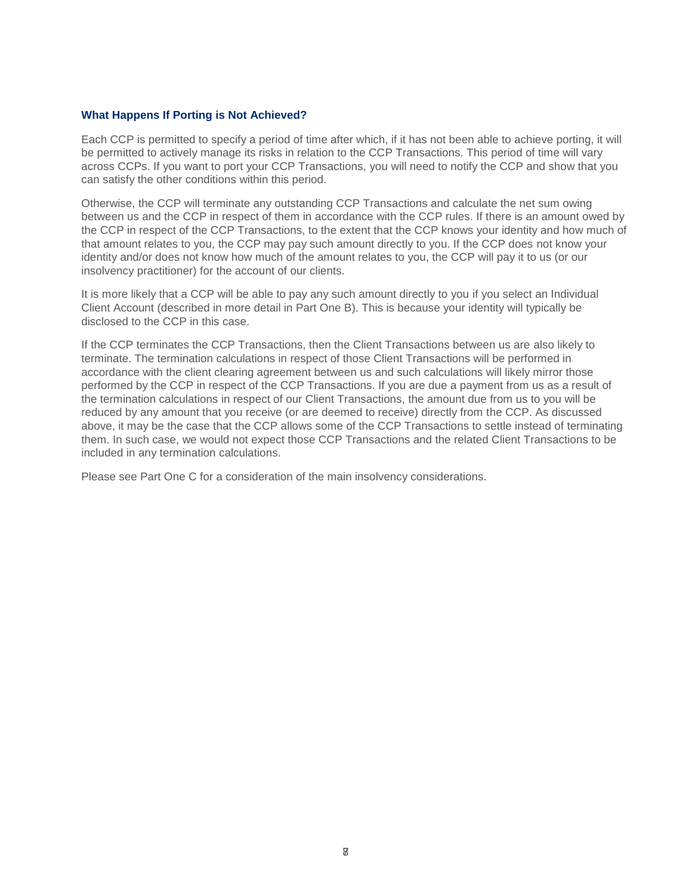### What Happens If Porting is Not Achieved?

Each CCP is permitted to specify a period of time after which, if it has not been able to achieve porting, it will be permitted to actively manage its risks in relation to the CCP Transactions. This period of time will vary across CCPs. If you want to port your CCP Transactions, you will need to notify the CCP and show that you can satisfy the other conditions within this period.

Otherwise, the CCP will terminate any outstanding CCP Transactions and calculate the net sum owing between us and the CCP in respect of them in accordance with the CCP rules. If there is an amount owed by the CCP in respect of the CCP Transactions, to the extent that the CCP knows your identity and how much of that amount relates to you, the CCP may pay such amount directly to you. If the CCP does not know your identity and/or does not know how much of the amount relates to you, the CCP will pay it to us (or our insolvency practitioner) for the account of our clients.

It is more likely that a CCP will be able to pay any such amount directly to you if you select an Individual Client Account (described in more detail in Part One B). This is because your identity will typically be disclosed to the CCP in this case.

If the CCP terminates the CCP Transactions, then the Client Transactions between us are also likely to terminate. The termination calculations in respect of those Client Transactions will be performed in accordance with the client clearing agreement between us and such calculations will likely mirror those performed by the CCP in respect of the CCP Transactions. If you are due a payment from us as a result of the termination calculations in respect of our Client Transactions, the amount due from us to you will be reduced by any amount that you receive (or are deemed to receive) directly from the CCP. As discussed above, it may be the case that the CCP allows some of the CCP Transactions to settle instead of terminating them. In such case, we would not expect those CCP Transactions and the related Client Transactions to be included in any termination calculations.

Please see Part One C for a consideration of the main insolvency considerations.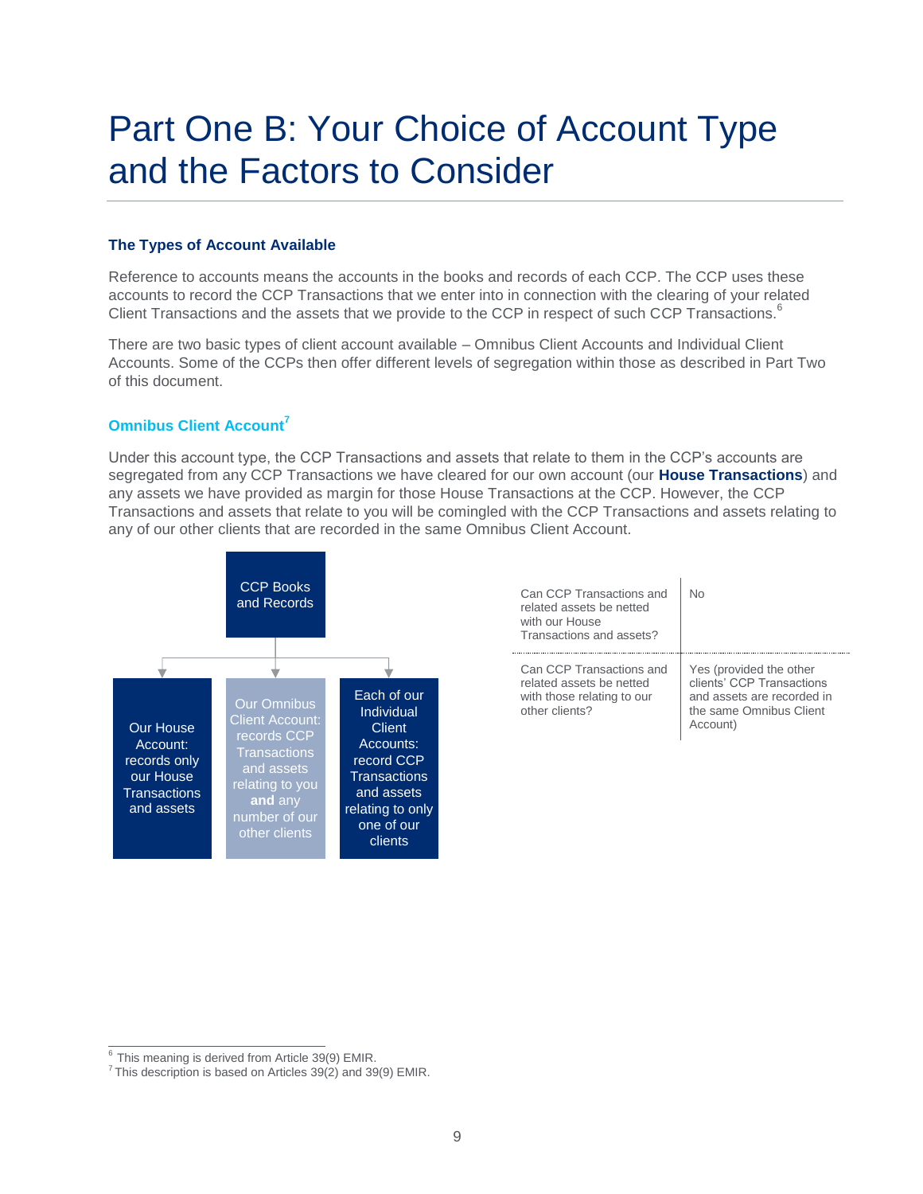# Part One B: Your Choice of Account Type and the Factors to Consider

### The Types of Account Available

Reference to accounts means the accounts in the books and records of each CCP. The CCP uses these accounts to record the CCP Transactions that we enter into in connection with the clearing of your related Client Transactions and the assets that we provide to the CCP in respect of such CCP Transactions.[6]

There are two basic types of client account available – Omnibus Client Accounts and Individual Client Accounts. Some of the CCPs then offer different levels of segregation within those as described in Part Two of this document.

### Omnibus Client Account[7]

Under this account type, the CCP Transactions and assets that relate to them in the CCP's accounts are segregated from any CCP Transactions we have cleared for our own account (our **House Transactions**) and any assets we have provided as margin for those House Transactions at the CCP. However, the CCP Transactions and assets that relate to you will be comingled with the CCP Transactions and assets relating to any of our other clients that are recorded in the same Omnibus Client Account.

CCP Books and Records

- Our House Account: records only our House Transactions and assets
- Our Omnibus Client Account: records CCP Transactions and assets relating to you **and** any number of our other clients
- Each of our Individual Client Accounts: record CCP Transactions and assets relating to only one of our clients

| | |
|---|---|
| Can CCP Transactions and related assets be netted with our House Transactions and assets? | No |
| Can CCP Transactions and related assets be netted with those relating to our other clients? | Yes (provided the other clients' CCP Transactions and assets are recorded in the same Omnibus Client Account) |

[6] This meaning is derived from Article 39(9) EMIR.

[7] This description is based on Articles 39(2) and 39(9) EMIR.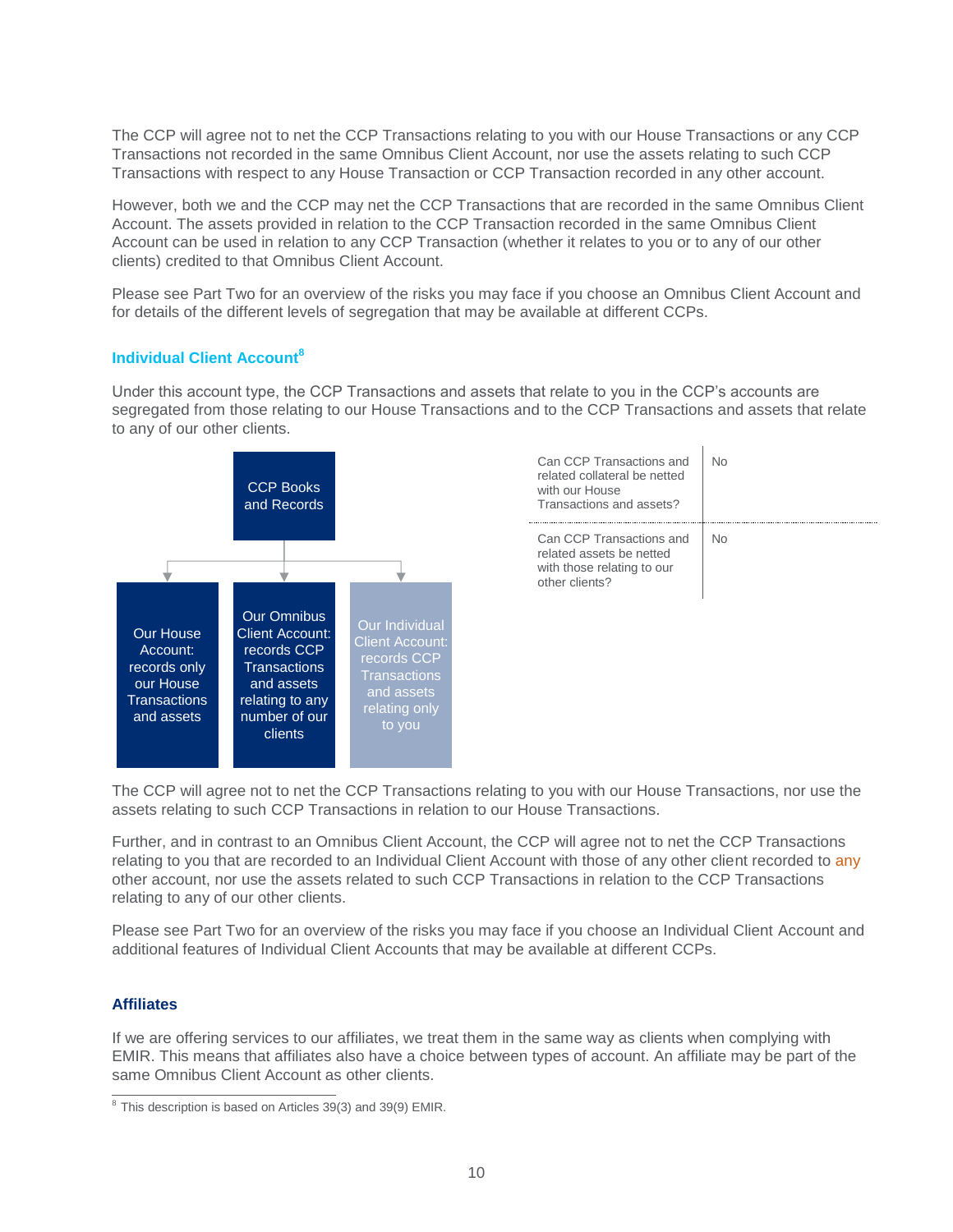The CCP will agree not to net the CCP Transactions relating to you with our House Transactions or any CCP Transactions not recorded in the same Omnibus Client Account, nor use the assets relating to such CCP Transactions with respect to any House Transaction or CCP Transaction recorded in any other account.

However, both we and the CCP may net the CCP Transactions that are recorded in the same Omnibus Client Account. The assets provided in relation to the CCP Transaction recorded in the same Omnibus Client Account can be used in relation to any CCP Transaction (whether it relates to you or to any of our other clients) credited to that Omnibus Client Account.

Please see Part Two for an overview of the risks you may face if you choose an Omnibus Client Account and for details of the different levels of segregation that may be available at different CCPs.

### Individual Client Account[8]

Under this account type, the CCP Transactions and assets that relate to you in the CCP's accounts are segregated from those relating to our House Transactions and to the CCP Transactions and assets that relate to any of our other clients.

CCP Books and Records

- Our House Account: records only our House Transactions and assets
- Our Omnibus Client Account: records CCP Transactions and assets relating to any number of our clients
- Our Individual Client Account: records CCP Transactions and assets relating only to you

| | |
|---|---|
| Can CCP Transactions and related collateral be netted with our House Transactions and assets? | No |
| Can CCP Transactions and related assets be netted with those relating to our other clients? | No |

The CCP will agree not to net the CCP Transactions relating to you with our House Transactions, nor use the assets relating to such CCP Transactions in relation to our House Transactions.

Further, and in contrast to an Omnibus Client Account, the CCP will agree not to net the CCP Transactions relating to you that are recorded to an Individual Client Account with those of any other client recorded to any other account, nor use the assets related to such CCP Transactions in relation to the CCP Transactions relating to any of our other clients.

Please see Part Two for an overview of the risks you may face if you choose an Individual Client Account and additional features of Individual Client Accounts that may be available at different CCPs.

### Affiliates

If we are offering services to our affiliates, we treat them in the same way as clients when complying with EMIR. This means that affiliates also have a choice between types of account. An affiliate may be part of the same Omnibus Client Account as other clients.

[8] This description is based on Articles 39(3) and 39(9) EMIR.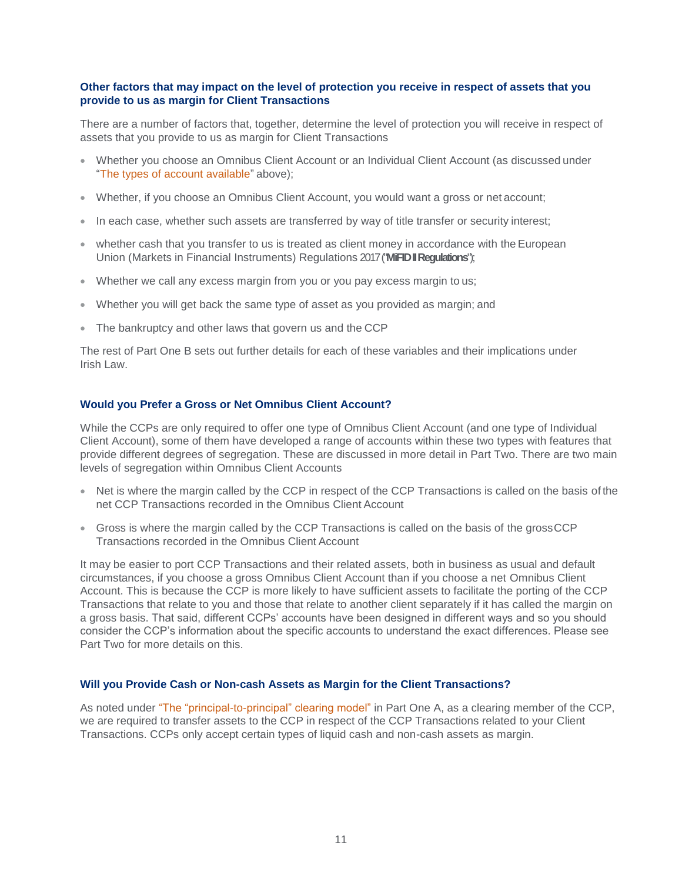### Other factors that may impact on the level of protection you receive in respect of assets that you provide to us as margin for Client Transactions

There are a number of factors that, together, determine the level of protection you will receive in respect of assets that you provide to us as margin for Client Transactions

- Whether you choose an Omnibus Client Account or an Individual Client Account (as discussed under "The types of account available" above);
- Whether, if you choose an Omnibus Client Account, you would want a gross or net account;
- In each case, whether such assets are transferred by way of title transfer or security interest;
- whether cash that you transfer to us is treated as client money in accordance with the European Union (Markets in Financial Instruments) Regulations 2017 ("**MiFID II Regulations**");
- Whether we call any excess margin from you or you pay excess margin to us;
- Whether you will get back the same type of asset as you provided as margin; and
- The bankruptcy and other laws that govern us and the CCP

The rest of Part One B sets out further details for each of these variables and their implications under Irish Law.

### Would you Prefer a Gross or Net Omnibus Client Account?

While the CCPs are only required to offer one type of Omnibus Client Account (and one type of Individual Client Account), some of them have developed a range of accounts within these two types with features that provide different degrees of segregation. These are discussed in more detail in Part Two. There are two main levels of segregation within Omnibus Client Accounts

- Net is where the margin called by the CCP in respect of the CCP Transactions is called on the basis of the net CCP Transactions recorded in the Omnibus Client Account
- Gross is where the margin called by the CCP Transactions is called on the basis of the gross CCP Transactions recorded in the Omnibus Client Account

It may be easier to port CCP Transactions and their related assets, both in business as usual and default circumstances, if you choose a gross Omnibus Client Account than if you choose a net Omnibus Client Account. This is because the CCP is more likely to have sufficient assets to facilitate the porting of the CCP Transactions that relate to you and those that relate to another client separately if it has called the margin on a gross basis. That said, different CCPs' accounts have been designed in different ways and so you should consider the CCP's information about the specific accounts to understand the exact differences. Please see Part Two for more details on this.

### Will you Provide Cash or Non-cash Assets as Margin for the Client Transactions?

As noted under "The "principal-to-principal" clearing model" in Part One A, as a clearing member of the CCP, we are required to transfer assets to the CCP in respect of the CCP Transactions related to your Client Transactions. CCPs only accept certain types of liquid cash and non-cash assets as margin.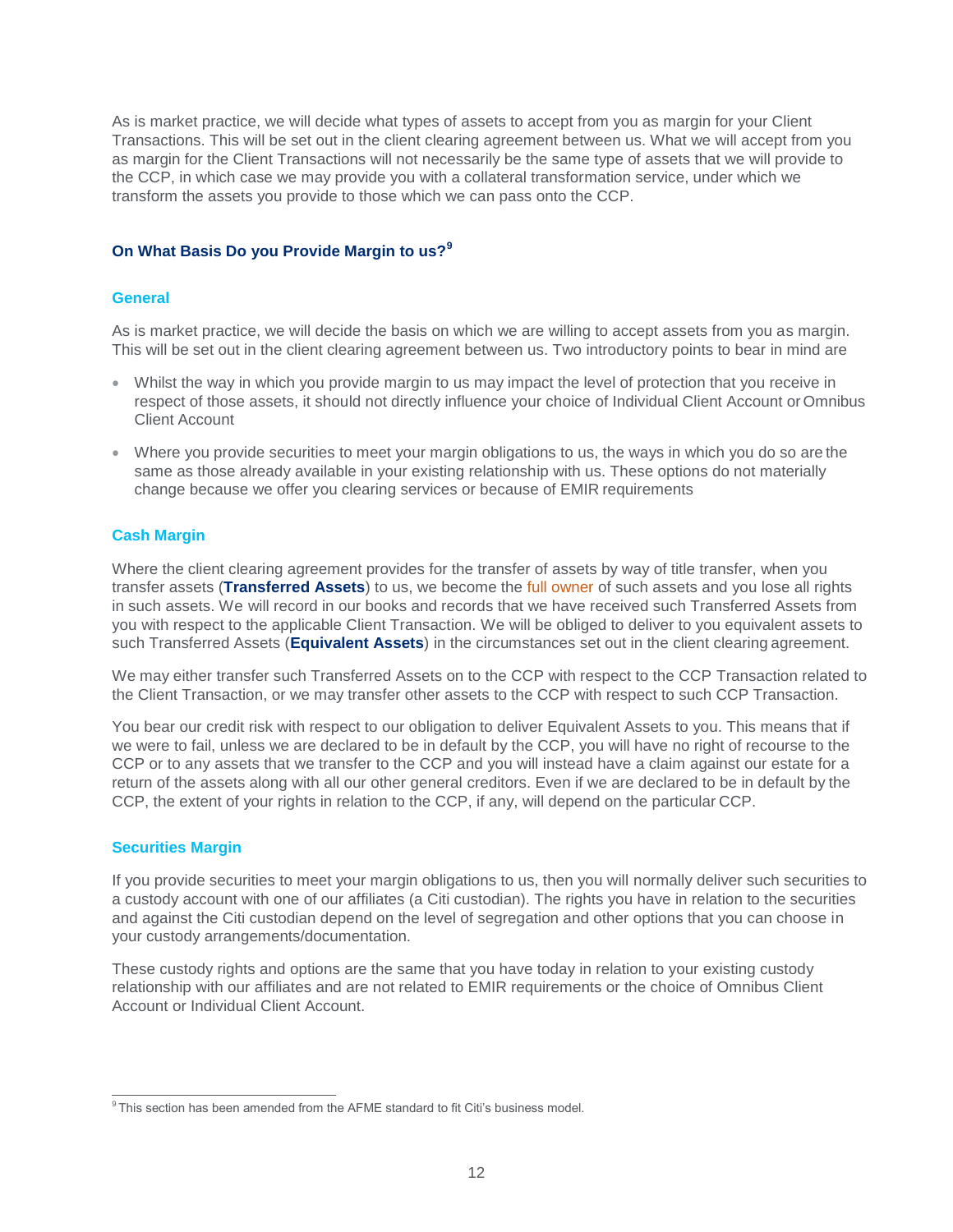As is market practice, we will decide what types of assets to accept from you as margin for your Client Transactions. This will be set out in the client clearing agreement between us. What we will accept from you as margin for the Client Transactions will not necessarily be the same type of assets that we will provide to the CCP, in which case we may provide you with a collateral transformation service, under which we transform the assets you provide to those which we can pass onto the CCP.

## On What Basis Do you Provide Margin to us?[9]

### General

As is market practice, we will decide the basis on which we are willing to accept assets from you as margin. This will be set out in the client clearing agreement between us. Two introductory points to bear in mind are

- Whilst the way in which you provide margin to us may impact the level of protection that you receive in respect of those assets, it should not directly influence your choice of Individual Client Account or Omnibus Client Account
- Where you provide securities to meet your margin obligations to us, the ways in which you do so are the same as those already available in your existing relationship with us. These options do not materially change because we offer you clearing services or because of EMIR requirements

### Cash Margin

Where the client clearing agreement provides for the transfer of assets by way of title transfer, when you transfer assets (**Transferred Assets**) to us, we become the full owner of such assets and you lose all rights in such assets. We will record in our books and records that we have received such Transferred Assets from you with respect to the applicable Client Transaction. We will be obliged to deliver to you equivalent assets to such Transferred Assets (**Equivalent Assets**) in the circumstances set out in the client clearing agreement.

We may either transfer such Transferred Assets on to the CCP with respect to the CCP Transaction related to the Client Transaction, or we may transfer other assets to the CCP with respect to such CCP Transaction.

You bear our credit risk with respect to our obligation to deliver Equivalent Assets to you. This means that if we were to fail, unless we are declared to be in default by the CCP, you will have no right of recourse to the CCP or to any assets that we transfer to the CCP and you will instead have a claim against our estate for a return of the assets along with all our other general creditors. Even if we are declared to be in default by the CCP, the extent of your rights in relation to the CCP, if any, will depend on the particular CCP.

### Securities Margin

If you provide securities to meet your margin obligations to us, then you will normally deliver such securities to a custody account with one of our affiliates (a Citi custodian). The rights you have in relation to the securities and against the Citi custodian depend on the level of segregation and other options that you can choose in your custody arrangements/documentation.

These custody rights and options are the same that you have today in relation to your existing custody relationship with our affiliates and are not related to EMIR requirements or the choice of Omnibus Client Account or Individual Client Account.

---

[9] This section has been amended from the AFME standard to fit Citi's business model.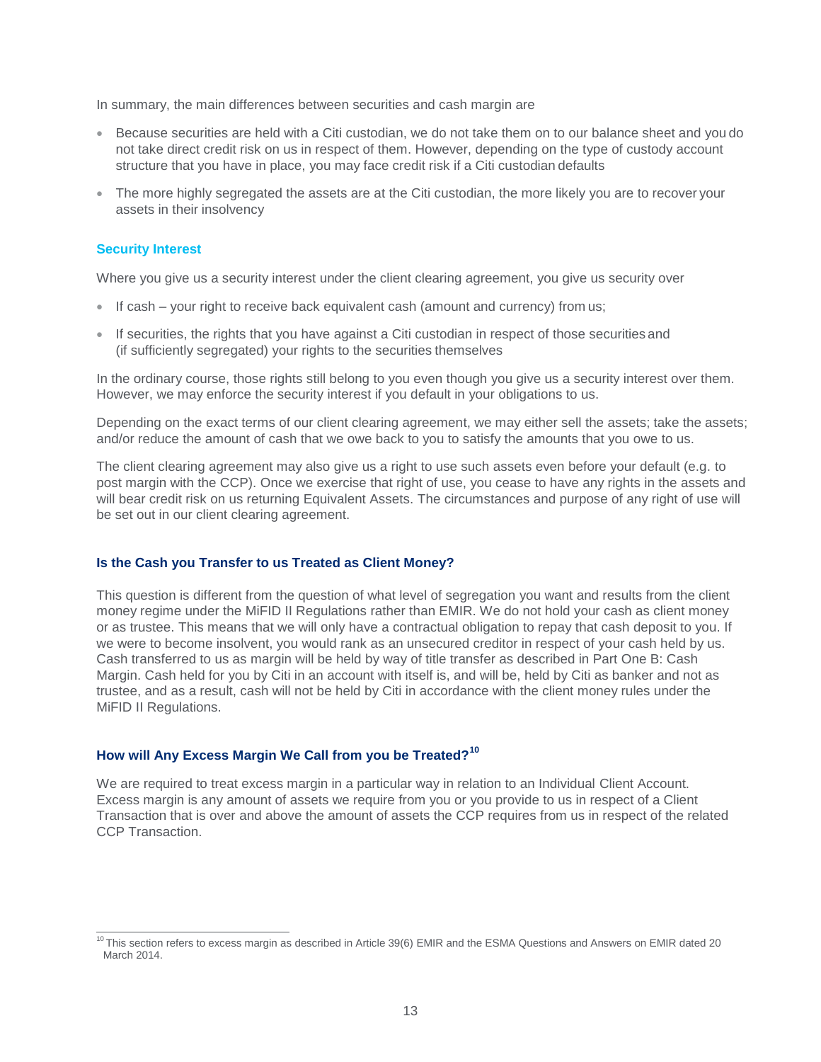In summary, the main differences between securities and cash margin are

- Because securities are held with a Citi custodian, we do not take them on to our balance sheet and you do not take direct credit risk on us in respect of them. However, depending on the type of custody account structure that you have in place, you may face credit risk if a Citi custodian defaults
- The more highly segregated the assets are at the Citi custodian, the more likely you are to recover your assets in their insolvency

### Security Interest

Where you give us a security interest under the client clearing agreement, you give us security over

- If cash – your right to receive back equivalent cash (amount and currency) from us;
- If securities, the rights that you have against a Citi custodian in respect of those securities and (if sufficiently segregated) your rights to the securities themselves

In the ordinary course, those rights still belong to you even though you give us a security interest over them. However, we may enforce the security interest if you default in your obligations to us.

Depending on the exact terms of our client clearing agreement, we may either sell the assets; take the assets; and/or reduce the amount of cash that we owe back to you to satisfy the amounts that you owe to us.

The client clearing agreement may also give us a right to use such assets even before your default (e.g. to post margin with the CCP). Once we exercise that right of use, you cease to have any rights in the assets and will bear credit risk on us returning Equivalent Assets. The circumstances and purpose of any right of use will be set out in our client clearing agreement.

### Is the Cash you Transfer to us Treated as Client Money?

This question is different from the question of what level of segregation you want and results from the client money regime under the MiFID II Regulations rather than EMIR. We do not hold your cash as client money or as trustee. This means that we will only have a contractual obligation to repay that cash deposit to you. If we were to become insolvent, you would rank as an unsecured creditor in respect of your cash held by us. Cash transferred to us as margin will be held by way of title transfer as described in Part One B: Cash Margin. Cash held for you by Citi in an account with itself is, and will be, held by Citi as banker and not as trustee, and as a result, cash will not be held by Citi in accordance with the client money rules under the MiFID II Regulations.

### How will Any Excess Margin We Call from you be Treated?[10]

We are required to treat excess margin in a particular way in relation to an Individual Client Account. Excess margin is any amount of assets we require from you or you provide to us in respect of a Client Transaction that is over and above the amount of assets the CCP requires from us in respect of the related CCP Transaction.

[10] This section refers to excess margin as described in Article 39(6) EMIR and the ESMA Questions and Answers on EMIR dated 20 March 2014.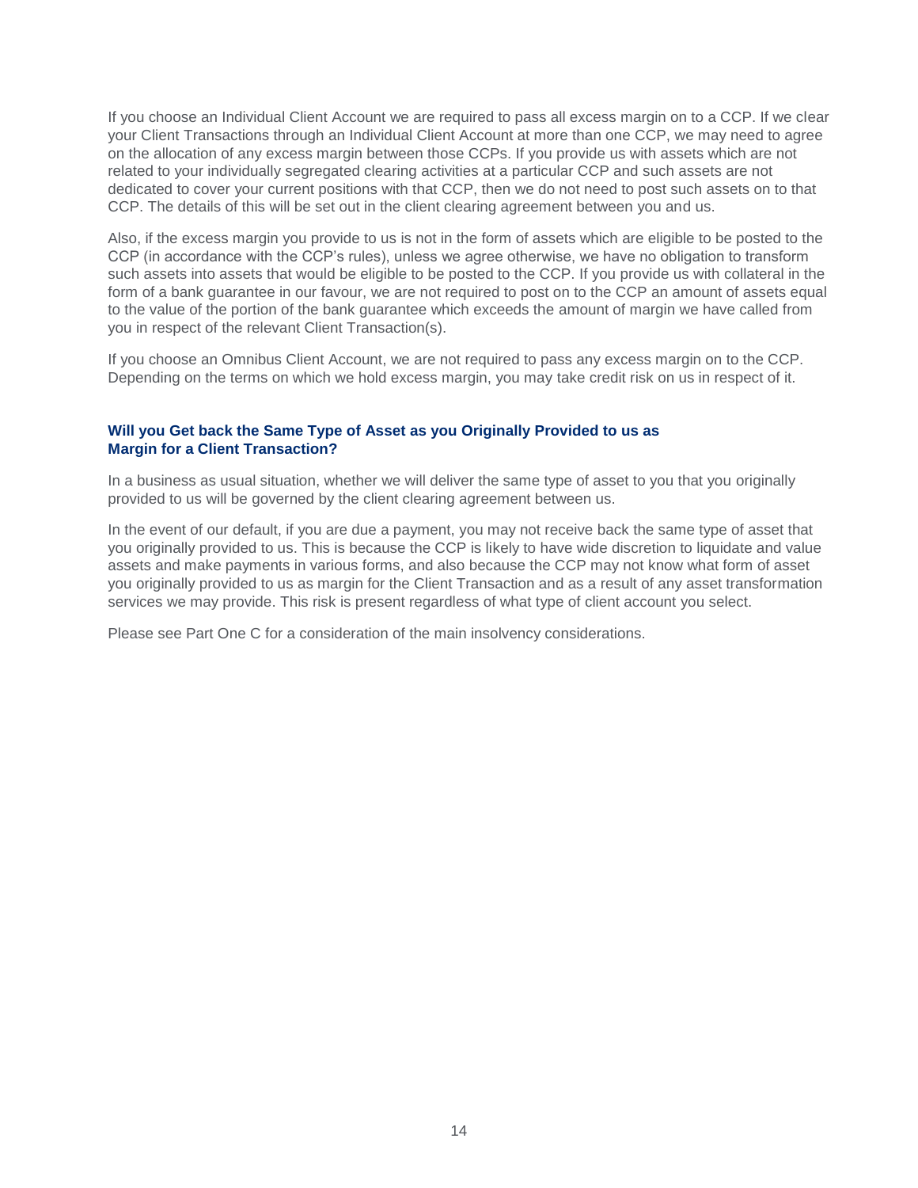If you choose an Individual Client Account we are required to pass all excess margin on to a CCP. If we clear your Client Transactions through an Individual Client Account at more than one CCP, we may need to agree on the allocation of any excess margin between those CCPs. If you provide us with assets which are not related to your individually segregated clearing activities at a particular CCP and such assets are not dedicated to cover your current positions with that CCP, then we do not need to post such assets on to that CCP. The details of this will be set out in the client clearing agreement between you and us.

Also, if the excess margin you provide to us is not in the form of assets which are eligible to be posted to the CCP (in accordance with the CCP's rules), unless we agree otherwise, we have no obligation to transform such assets into assets that would be eligible to be posted to the CCP. If you provide us with collateral in the form of a bank guarantee in our favour, we are not required to post on to the CCP an amount of assets equal to the value of the portion of the bank guarantee which exceeds the amount of margin we have called from you in respect of the relevant Client Transaction(s).

If you choose an Omnibus Client Account, we are not required to pass any excess margin on to the CCP. Depending on the terms on which we hold excess margin, you may take credit risk on us in respect of it.

### Will you Get back the Same Type of Asset as you Originally Provided to us as Margin for a Client Transaction?

In a business as usual situation, whether we will deliver the same type of asset to you that you originally provided to us will be governed by the client clearing agreement between us.

In the event of our default, if you are due a payment, you may not receive back the same type of asset that you originally provided to us. This is because the CCP is likely to have wide discretion to liquidate and value assets and make payments in various forms, and also because the CCP may not know what form of asset you originally provided to us as margin for the Client Transaction and as a result of any asset transformation services we may provide. This risk is present regardless of what type of client account you select.

Please see Part One C for a consideration of the main insolvency considerations.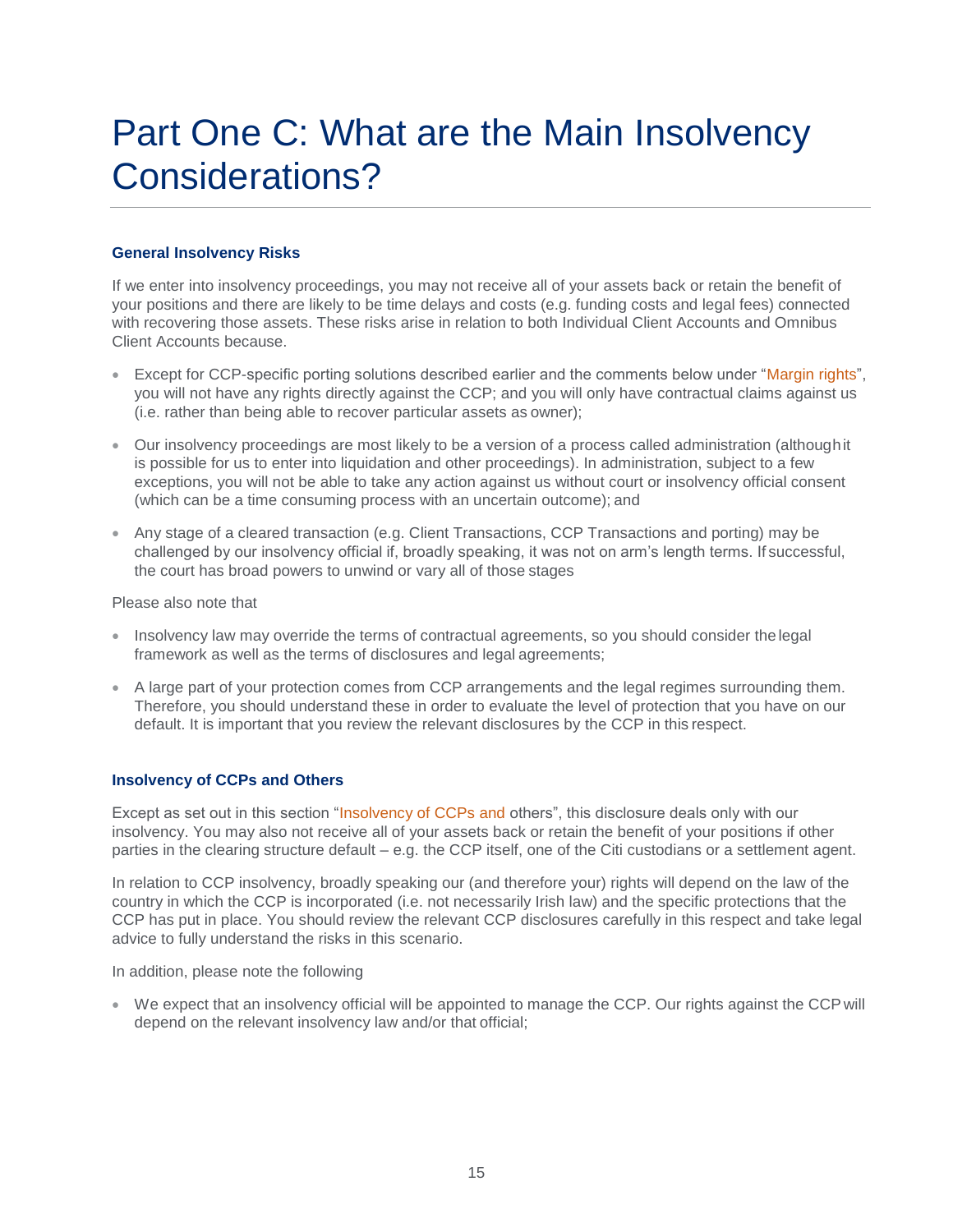# Part One C: What are the Main Insolvency Considerations?

### General Insolvency Risks

If we enter into insolvency proceedings, you may not receive all of your assets back or retain the benefit of your positions and there are likely to be time delays and costs (e.g. funding costs and legal fees) connected with recovering those assets. These risks arise in relation to both Individual Client Accounts and Omnibus Client Accounts because.

- Except for CCP-specific porting solutions described earlier and the comments below under "Margin rights", you will not have any rights directly against the CCP; and you will only have contractual claims against us (i.e. rather than being able to recover particular assets as owner);
- Our insolvency proceedings are most likely to be a version of a process called administration (although it is possible for us to enter into liquidation and other proceedings). In administration, subject to a few exceptions, you will not be able to take any action against us without court or insolvency official consent (which can be a time consuming process with an uncertain outcome); and
- Any stage of a cleared transaction (e.g. Client Transactions, CCP Transactions and porting) may be challenged by our insolvency official if, broadly speaking, it was not on arm's length terms. If successful, the court has broad powers to unwind or vary all of those stages

Please also note that

- Insolvency law may override the terms of contractual agreements, so you should consider the legal framework as well as the terms of disclosures and legal agreements;
- A large part of your protection comes from CCP arrangements and the legal regimes surrounding them. Therefore, you should understand these in order to evaluate the level of protection that you have on our default. It is important that you review the relevant disclosures by the CCP in this respect.

### Insolvency of CCPs and Others

Except as set out in this section "Insolvency of CCPs and others", this disclosure deals only with our insolvency. You may also not receive all of your assets back or retain the benefit of your positions if other parties in the clearing structure default – e.g. the CCP itself, one of the Citi custodians or a settlement agent.

In relation to CCP insolvency, broadly speaking our (and therefore your) rights will depend on the law of the country in which the CCP is incorporated (i.e. not necessarily Irish law) and the specific protections that the CCP has put in place. You should review the relevant CCP disclosures carefully in this respect and take legal advice to fully understand the risks in this scenario.

In addition, please note the following

- We expect that an insolvency official will be appointed to manage the CCP. Our rights against the CCP will depend on the relevant insolvency law and/or that official;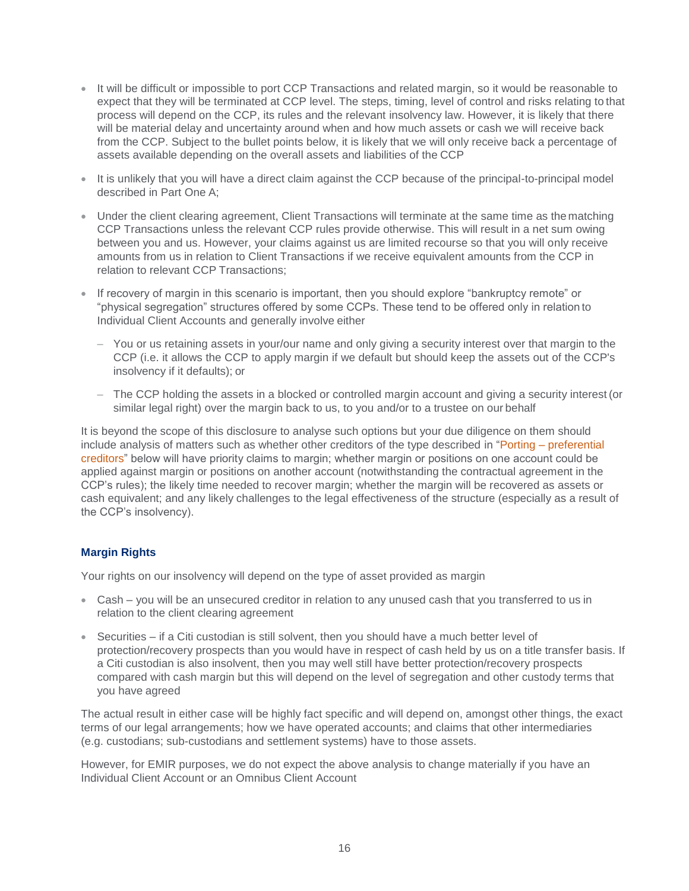- It will be difficult or impossible to port CCP Transactions and related margin, so it would be reasonable to expect that they will be terminated at CCP level. The steps, timing, level of control and risks relating to that process will depend on the CCP, its rules and the relevant insolvency law. However, it is likely that there will be material delay and uncertainty around when and how much assets or cash we will receive back from the CCP. Subject to the bullet points below, it is likely that we will only receive back a percentage of assets available depending on the overall assets and liabilities of the CCP
- It is unlikely that you will have a direct claim against the CCP because of the principal-to-principal model described in Part One A;
- Under the client clearing agreement, Client Transactions will terminate at the same time as the matching CCP Transactions unless the relevant CCP rules provide otherwise. This will result in a net sum owing between you and us. However, your claims against us are limited recourse so that you will only receive amounts from us in relation to Client Transactions if we receive equivalent amounts from the CCP in relation to relevant CCP Transactions;
- If recovery of margin in this scenario is important, then you should explore "bankruptcy remote" or "physical segregation" structures offered by some CCPs. These tend to be offered only in relation to Individual Client Accounts and generally involve either
  - You or us retaining assets in your/our name and only giving a security interest over that margin to the CCP (i.e. it allows the CCP to apply margin if we default but should keep the assets out of the CCP's insolvency if it defaults); or
  - The CCP holding the assets in a blocked or controlled margin account and giving a security interest (or similar legal right) over the margin back to us, to you and/or to a trustee on our behalf

It is beyond the scope of this disclosure to analyse such options but your due diligence on them should include analysis of matters such as whether other creditors of the type described in "Porting – preferential creditors" below will have priority claims to margin; whether margin or positions on one account could be applied against margin or positions on another account (notwithstanding the contractual agreement in the CCP's rules); the likely time needed to recover margin; whether the margin will be recovered as assets or cash equivalent; and any likely challenges to the legal effectiveness of the structure (especially as a result of the CCP's insolvency).

### Margin Rights

Your rights on our insolvency will depend on the type of asset provided as margin

- Cash – you will be an unsecured creditor in relation to any unused cash that you transferred to us in relation to the client clearing agreement
- Securities – if a Citi custodian is still solvent, then you should have a much better level of protection/recovery prospects than you would have in respect of cash held by us on a title transfer basis. If a Citi custodian is also insolvent, then you may well still have better protection/recovery prospects compared with cash margin but this will depend on the level of segregation and other custody terms that you have agreed

The actual result in either case will be highly fact specific and will depend on, amongst other things, the exact terms of our legal arrangements; how we have operated accounts; and claims that other intermediaries (e.g. custodians; sub-custodians and settlement systems) have to those assets.

However, for EMIR purposes, we do not expect the above analysis to change materially if you have an Individual Client Account or an Omnibus Client Account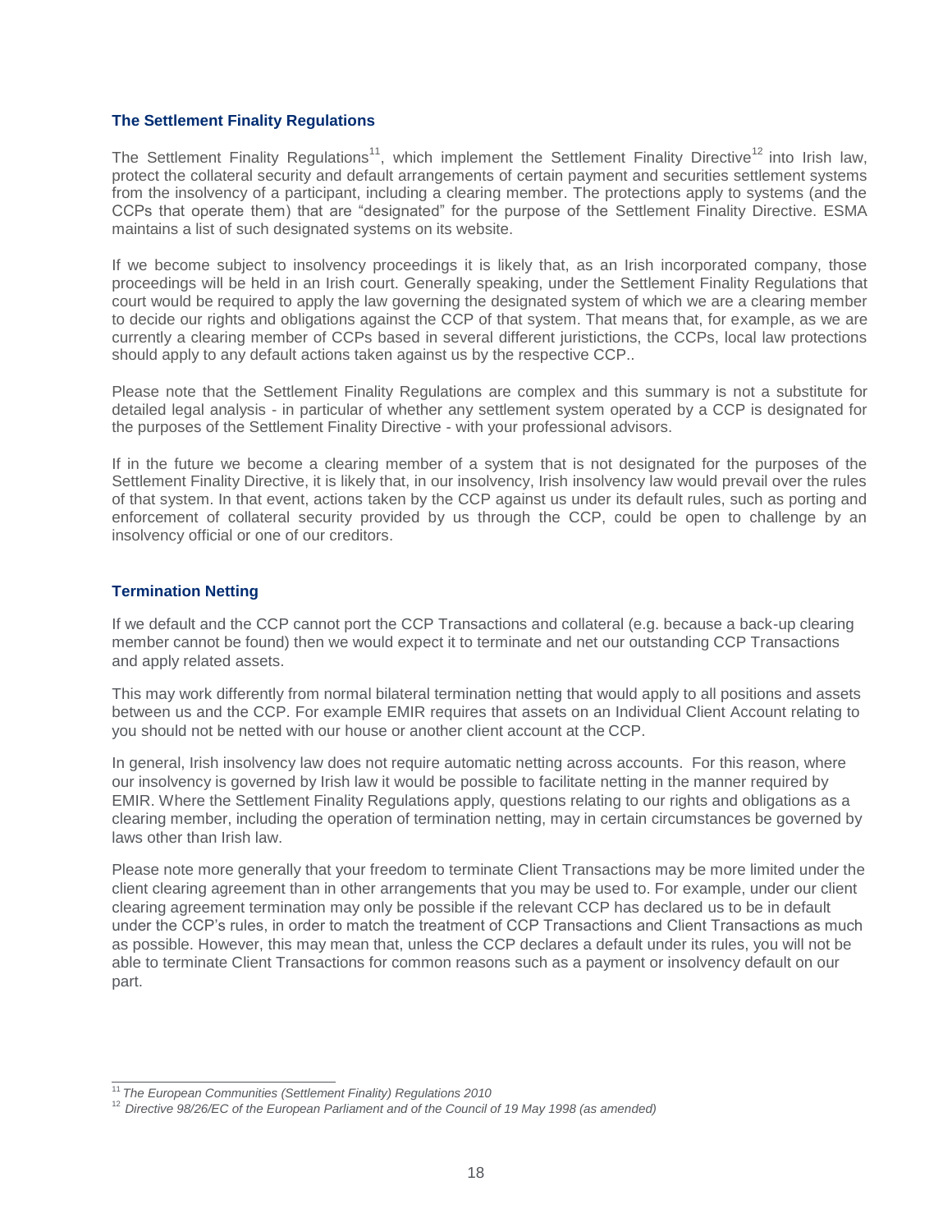## The Settlement Finality Regulations

The Settlement Finality Regulations[11], which implement the Settlement Finality Directive[12] into Irish law, protect the collateral security and default arrangements of certain payment and securities settlement systems from the insolvency of a participant, including a clearing member. The protections apply to systems (and the CCPs that operate them) that are "designated" for the purpose of the Settlement Finality Directive. ESMA maintains a list of such designated systems on its website.

If we become subject to insolvency proceedings it is likely that, as an Irish incorporated company, those proceedings will be held in an Irish court. Generally speaking, under the Settlement Finality Regulations that court would be required to apply the law governing the designated system of which we are a clearing member to decide our rights and obligations against the CCP of that system. That means that, for example, as we are currently a clearing member of CCPs based in several different juristictions, the CCPs, local law protections should apply to any default actions taken against us by the respective CCP..

Please note that the Settlement Finality Regulations are complex and this summary is not a substitute for detailed legal analysis - in particular of whether any settlement system operated by a CCP is designated for the purposes of the Settlement Finality Directive - with your professional advisors.

If in the future we become a clearing member of a system that is not designated for the purposes of the Settlement Finality Directive, it is likely that, in our insolvency, Irish insolvency law would prevail over the rules of that system. In that event, actions taken by the CCP against us under its default rules, such as porting and enforcement of collateral security provided by us through the CCP, could be open to challenge by an insolvency official or one of our creditors.

## Termination Netting

If we default and the CCP cannot port the CCP Transactions and collateral (e.g. because a back-up clearing member cannot be found) then we would expect it to terminate and net our outstanding CCP Transactions and apply related assets.

This may work differently from normal bilateral termination netting that would apply to all positions and assets between us and the CCP. For example EMIR requires that assets on an Individual Client Account relating to you should not be netted with our house or another client account at the CCP.

In general, Irish insolvency law does not require automatic netting across accounts. For this reason, where our insolvency is governed by Irish law it would be possible to facilitate netting in the manner required by EMIR. Where the Settlement Finality Regulations apply, questions relating to our rights and obligations as a clearing member, including the operation of termination netting, may in certain circumstances be governed by laws other than Irish law.

Please note more generally that your freedom to terminate Client Transactions may be more limited under the client clearing agreement than in other arrangements that you may be used to. For example, under our client clearing agreement termination may only be possible if the relevant CCP has declared us to be in default under the CCP's rules, in order to match the treatment of CCP Transactions and Client Transactions as much as possible. However, this may mean that, unless the CCP declares a default under its rules, you will not be able to terminate Client Transactions for common reasons such as a payment or insolvency default on our part.

---

[11] *The European Communities (Settlement Finality) Regulations 2010*

[12] *Directive 98/26/EC of the European Parliament and of the Council of 19 May 1998 (as amended)*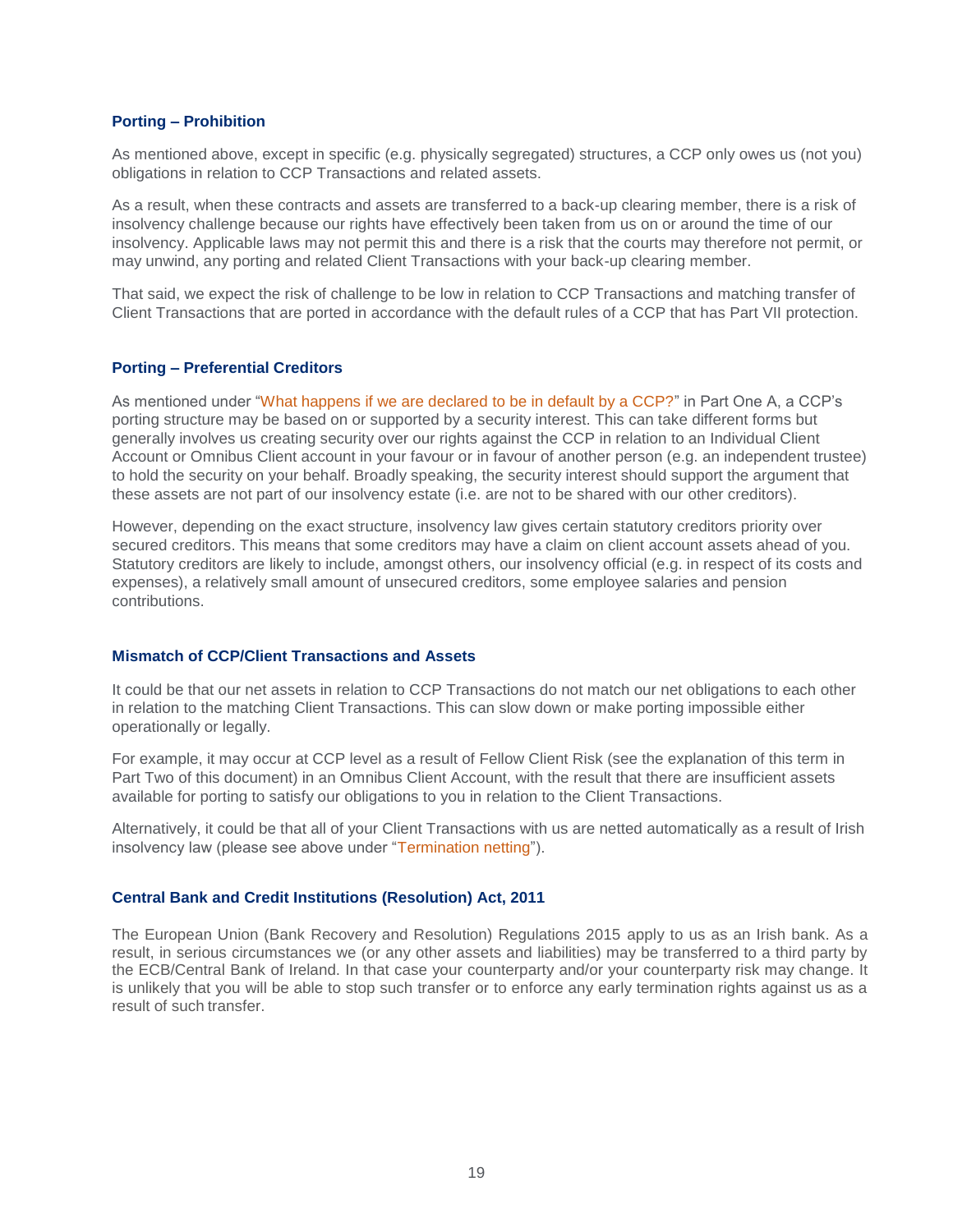### Porting – Prohibition

As mentioned above, except in specific (e.g. physically segregated) structures, a CCP only owes us (not you) obligations in relation to CCP Transactions and related assets.

As a result, when these contracts and assets are transferred to a back-up clearing member, there is a risk of insolvency challenge because our rights have effectively been taken from us on or around the time of our insolvency. Applicable laws may not permit this and there is a risk that the courts may therefore not permit, or may unwind, any porting and related Client Transactions with your back-up clearing member.

That said, we expect the risk of challenge to be low in relation to CCP Transactions and matching transfer of Client Transactions that are ported in accordance with the default rules of a CCP that has Part VII protection.

### Porting – Preferential Creditors

As mentioned under "What happens if we are declared to be in default by a CCP?" in Part One A, a CCP's porting structure may be based on or supported by a security interest. This can take different forms but generally involves us creating security over our rights against the CCP in relation to an Individual Client Account or Omnibus Client account in your favour or in favour of another person (e.g. an independent trustee) to hold the security on your behalf. Broadly speaking, the security interest should support the argument that these assets are not part of our insolvency estate (i.e. are not to be shared with our other creditors).

However, depending on the exact structure, insolvency law gives certain statutory creditors priority over secured creditors. This means that some creditors may have a claim on client account assets ahead of you. Statutory creditors are likely to include, amongst others, our insolvency official (e.g. in respect of its costs and expenses), a relatively small amount of unsecured creditors, some employee salaries and pension contributions.

### Mismatch of CCP/Client Transactions and Assets

It could be that our net assets in relation to CCP Transactions do not match our net obligations to each other in relation to the matching Client Transactions. This can slow down or make porting impossible either operationally or legally.

For example, it may occur at CCP level as a result of Fellow Client Risk (see the explanation of this term in Part Two of this document) in an Omnibus Client Account, with the result that there are insufficient assets available for porting to satisfy our obligations to you in relation to the Client Transactions.

Alternatively, it could be that all of your Client Transactions with us are netted automatically as a result of Irish insolvency law (please see above under "Termination netting").

### Central Bank and Credit Institutions (Resolution) Act, 2011

The European Union (Bank Recovery and Resolution) Regulations 2015 apply to us as an Irish bank. As a result, in serious circumstances we (or any other assets and liabilities) may be transferred to a third party by the ECB/Central Bank of Ireland. In that case your counterparty and/or your counterparty risk may change. It is unlikely that you will be able to stop such transfer or to enforce any early termination rights against us as a result of such transfer.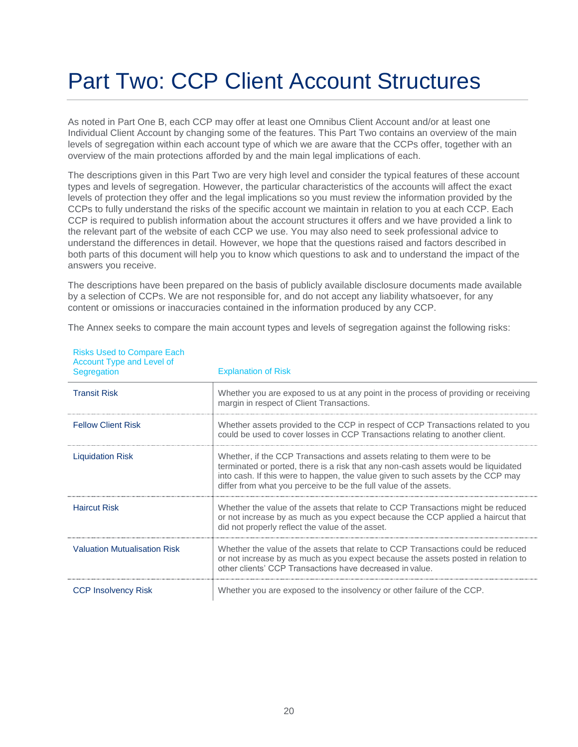# Part Two: CCP Client Account Structures

As noted in Part One B, each CCP may offer at least one Omnibus Client Account and/or at least one Individual Client Account by changing some of the features. This Part Two contains an overview of the main levels of segregation within each account type of which we are aware that the CCPs offer, together with an overview of the main protections afforded by and the main legal implications of each.

The descriptions given in this Part Two are very high level and consider the typical features of these account types and levels of segregation. However, the particular characteristics of the accounts will affect the exact levels of protection they offer and the legal implications so you must review the information provided by the CCPs to fully understand the risks of the specific account we maintain in relation to you at each CCP. Each CCP is required to publish information about the account structures it offers and we have provided a link to the relevant part of the website of each CCP we use. You may also need to seek professional advice to understand the differences in detail. However, we hope that the questions raised and factors described in both parts of this document will help you to know which questions to ask and to understand the impact of the answers you receive.

The descriptions have been prepared on the basis of publicly available disclosure documents made available by a selection of CCPs. We are not responsible for, and do not accept any liability whatsoever, for any content or omissions or inaccuracies contained in the information produced by any CCP.

The Annex seeks to compare the main account types and levels of segregation against the following risks:

| Risks Used to Compare Each Account Type and Level of Segregation | Explanation of Risk |
|---|---|
| Transit Risk | Whether you are exposed to us at any point in the process of providing or receiving margin in respect of Client Transactions. |
| Fellow Client Risk | Whether assets provided to the CCP in respect of CCP Transactions related to you could be used to cover losses in CCP Transactions relating to another client. |
| Liquidation Risk | Whether, if the CCP Transactions and assets relating to them were to be terminated or ported, there is a risk that any non-cash assets would be liquidated into cash. If this were to happen, the value given to such assets by the CCP may differ from what you perceive to be the full value of the assets. |
| Haircut Risk | Whether the value of the assets that relate to CCP Transactions might be reduced or not increase by as much as you expect because the CCP applied a haircut that did not properly reflect the value of the asset. |
| Valuation Mutualisation Risk | Whether the value of the assets that relate to CCP Transactions could be reduced or not increase by as much as you expect because the assets posted in relation to other clients' CCP Transactions have decreased in value. |
| CCP Insolvency Risk | Whether you are exposed to the insolvency or other failure of the CCP. |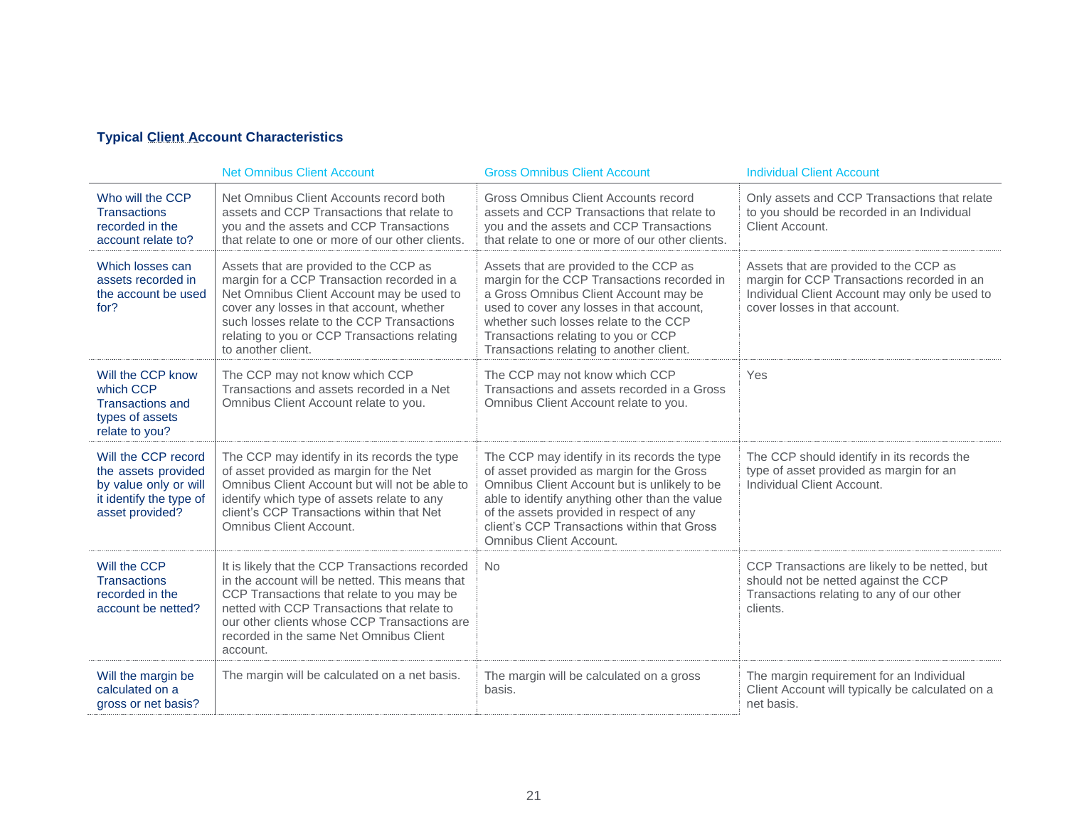### Typical Client Account Characteristics

| | Net Omnibus Client Account | Gross Omnibus Client Account | Individual Client Account |
|---|---|---|---|
| Who will the CCP Transactions recorded in the account relate to? | Net Omnibus Client Accounts record both assets and CCP Transactions that relate to you and the assets and CCP Transactions that relate to one or more of our other clients. | Gross Omnibus Client Accounts record assets and CCP Transactions that relate to you and the assets and CCP Transactions that relate to one or more of our other clients. | Only assets and CCP Transactions that relate to you should be recorded in an Individual Client Account. |
| Which losses can assets recorded in the account be used for? | Assets that are provided to the CCP as margin for a CCP Transaction recorded in a Net Omnibus Client Account may be used to cover any losses in that account, whether such losses relate to the CCP Transactions relating to you or CCP Transactions relating to another client. | Assets that are provided to the CCP as margin for the CCP Transactions recorded in a Gross Omnibus Client Account may be used to cover any losses in that account, whether such losses relate to the CCP Transactions relating to you or CCP Transactions relating to another client. | Assets that are provided to the CCP as margin for CCP Transactions recorded in an Individual Client Account may only be used to cover losses in that account. |
| Will the CCP know which CCP Transactions and types of assets relate to you? | The CCP may not know which CCP Transactions and assets recorded in a Net Omnibus Client Account relate to you. | The CCP may not know which CCP Transactions and assets recorded in a Gross Omnibus Client Account relate to you. | Yes |
| Will the CCP record the assets provided by value only or will it identify the type of asset provided? | The CCP may identify in its records the type of asset provided as margin for the Net Omnibus Client Account but will not be able to identify which type of assets relate to any client's CCP Transactions within that Net Omnibus Client Account. | The CCP may identify in its records the type of asset provided as margin for the Gross Omnibus Client Account but is unlikely to be able to identify anything other than the value of the assets provided in respect of any client's CCP Transactions within that Gross Omnibus Client Account. | The CCP should identify in its records the type of asset provided as margin for an Individual Client Account. |
| Will the CCP Transactions recorded in the account be netted? | It is likely that the CCP Transactions recorded in the account will be netted. This means that CCP Transactions that relate to you may be netted with CCP Transactions that relate to our other clients whose CCP Transactions are recorded in the same Net Omnibus Client account. | No | CCP Transactions are likely to be netted, but should not be netted against the CCP Transactions relating to any of our other clients. |
| Will the margin be calculated on a gross or net basis? | The margin will be calculated on a net basis. | The margin will be calculated on a gross basis. | The margin requirement for an Individual Client Account will typically be calculated on a net basis. |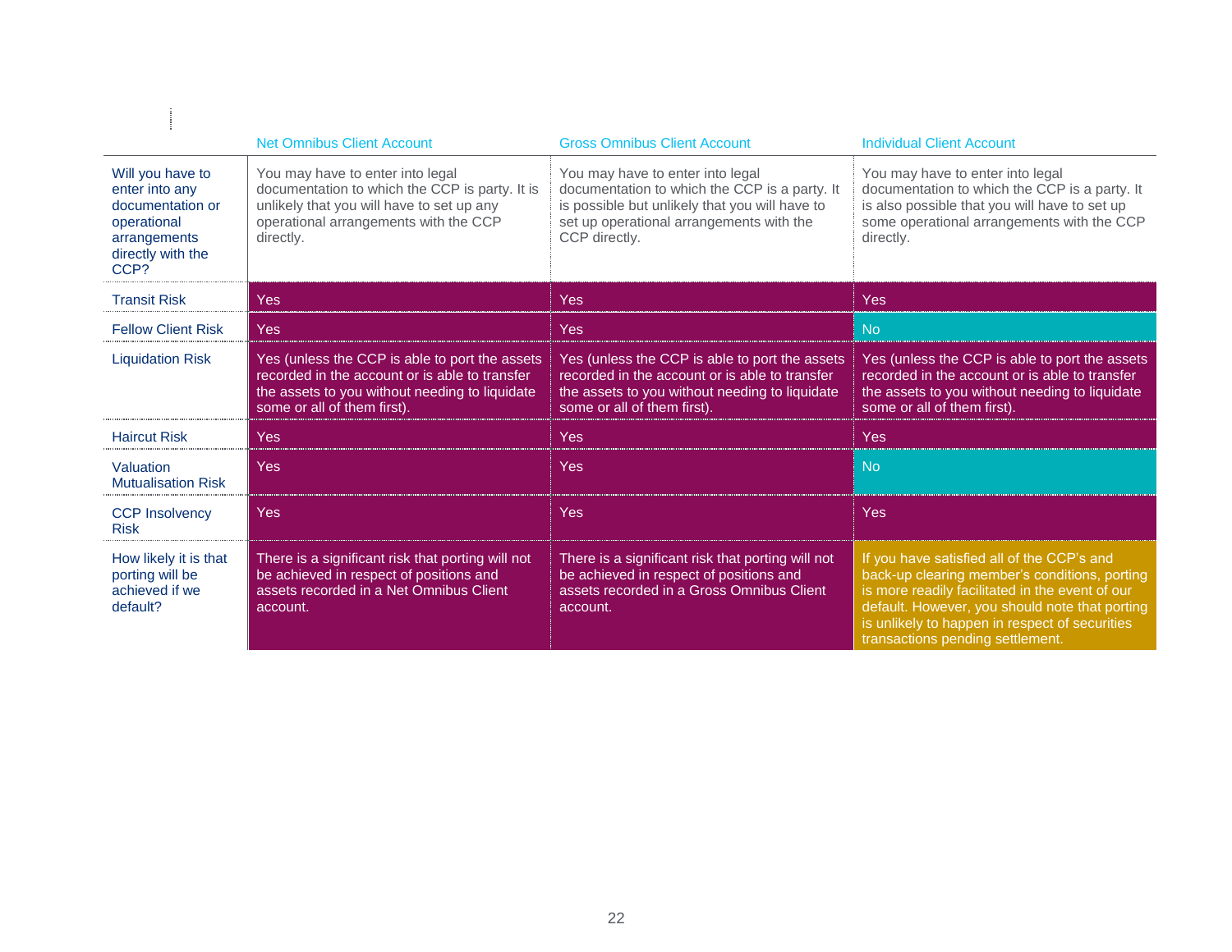| | Net Omnibus Client Account | Gross Omnibus Client Account | Individual Client Account |
|---|---|---|---|
| Will you have to enter into any documentation or operational arrangements directly with the CCP? | You may have to enter into legal documentation to which the CCP is party. It is unlikely that you will have to set up any operational arrangements with the CCP directly. | You may have to enter into legal documentation to which the CCP is a party. It is possible but unlikely that you will have to set up operational arrangements with the CCP directly. | You may have to enter into legal documentation to which the CCP is a party. It is also possible that you will have to set up some operational arrangements with the CCP directly. |
| Transit Risk | Yes | Yes | Yes |
| Fellow Client Risk | Yes | Yes | No |
| Liquidation Risk | Yes (unless the CCP is able to port the assets recorded in the account or is able to transfer the assets to you without needing to liquidate some or all of them first). | Yes (unless the CCP is able to port the assets recorded in the account or is able to transfer the assets to you without needing to liquidate some or all of them first). | Yes (unless the CCP is able to port the assets recorded in the account or is able to transfer the assets to you without needing to liquidate some or all of them first). |
| Haircut Risk | Yes | Yes | Yes |
| Valuation Mutualisation Risk | Yes | Yes | No |
| CCP Insolvency Risk | Yes | Yes | Yes |
| How likely it is that porting will be achieved if we default? | There is a significant risk that porting will not be achieved in respect of positions and assets recorded in a Net Omnibus Client account. | There is a significant risk that porting will not be achieved in respect of positions and assets recorded in a Gross Omnibus Client account. | If you have satisfied all of the CCP's and back-up clearing member's conditions, porting is more readily facilitated in the event of our default. However, you should note that porting is unlikely to happen in respect of securities transactions pending settlement. |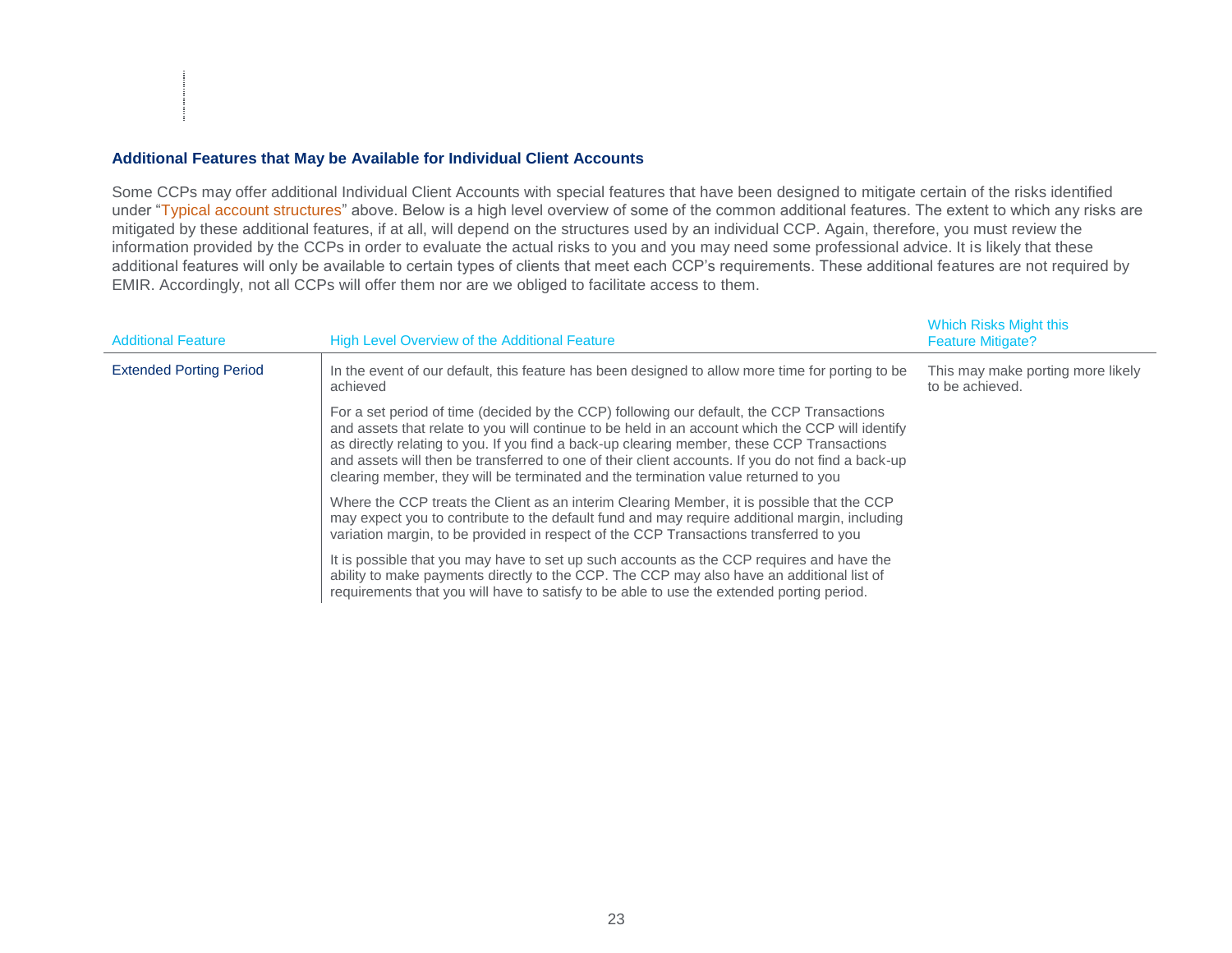### Additional Features that May be Available for Individual Client Accounts

Some CCPs may offer additional Individual Client Accounts with special features that have been designed to mitigate certain of the risks identified under "Typical account structures" above. Below is a high level overview of some of the common additional features. The extent to which any risks are mitigated by these additional features, if at all, will depend on the structures used by an individual CCP. Again, therefore, you must review the information provided by the CCPs in order to evaluate the actual risks to you and you may need some professional advice. It is likely that these additional features will only be available to certain types of clients that meet each CCP's requirements. These additional features are not required by EMIR. Accordingly, not all CCPs will offer them nor are we obliged to facilitate access to them.

| Additional Feature | High Level Overview of the Additional Feature | Which Risks Might this Feature Mitigate? |
|---|---|---|
| Extended Porting Period | In the event of our default, this feature has been designed to allow more time for porting to be achieved<br><br>For a set period of time (decided by the CCP) following our default, the CCP Transactions and assets that relate to you will continue to be held in an account which the CCP will identify as directly relating to you. If you find a back-up clearing member, these CCP Transactions and assets will then be transferred to one of their client accounts. If you do not find a back-up clearing member, they will be terminated and the termination value returned to you<br><br>Where the CCP treats the Client as an interim Clearing Member, it is possible that the CCP may expect you to contribute to the default fund and may require additional margin, including variation margin, to be provided in respect of the CCP Transactions transferred to you<br><br>It is possible that you may have to set up such accounts as the CCP requires and have the ability to make payments directly to the CCP. The CCP may also have an additional list of requirements that you will have to satisfy to be able to use the extended porting period. | This may make porting more likely to be achieved. |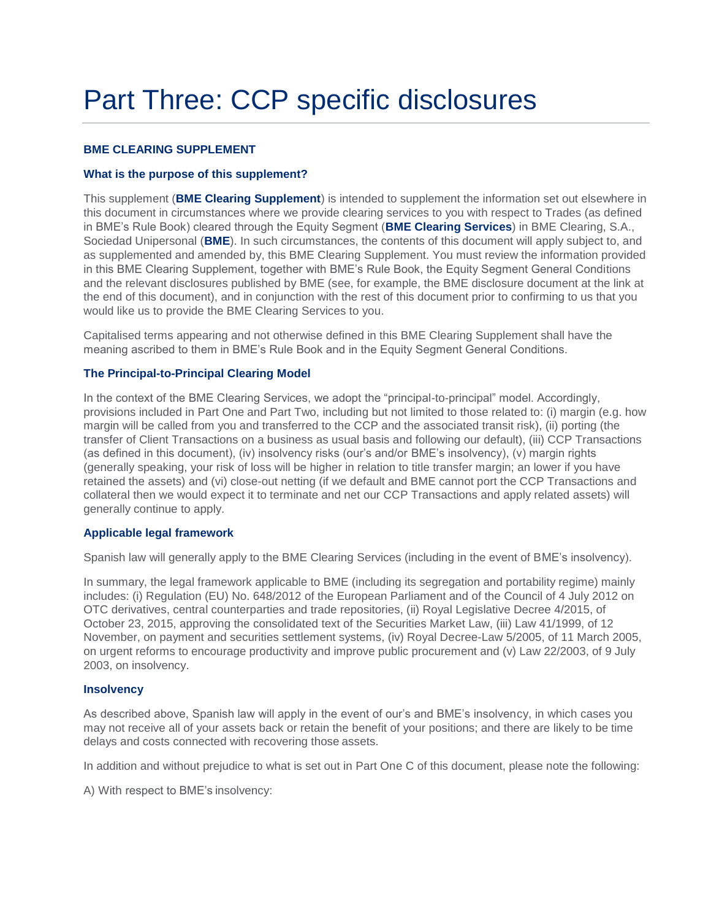# Part Three: CCP specific disclosures

**BME CLEARING SUPPLEMENT**

**What is the purpose of this supplement?**

This supplement (**BME Clearing Supplement**) is intended to supplement the information set out elsewhere in this document in circumstances where we provide clearing services to you with respect to Trades (as defined in BME's Rule Book) cleared through the Equity Segment (**BME Clearing Services**) in BME Clearing, S.A., Sociedad Unipersonal (**BME**). In such circumstances, the contents of this document will apply subject to, and as supplemented and amended by, this BME Clearing Supplement. You must review the information provided in this BME Clearing Supplement, together with BME's Rule Book, the Equity Segment General Conditions and the relevant disclosures published by BME (see, for example, the BME disclosure document at the link at the end of this document), and in conjunction with the rest of this document prior to confirming to us that you would like us to provide the BME Clearing Services to you.

Capitalised terms appearing and not otherwise defined in this BME Clearing Supplement shall have the meaning ascribed to them in BME's Rule Book and in the Equity Segment General Conditions.

**The Principal-to-Principal Clearing Model**

In the context of the BME Clearing Services, we adopt the "principal-to-principal" model. Accordingly, provisions included in Part One and Part Two, including but not limited to those related to: (i) margin (e.g. how margin will be called from you and transferred to the CCP and the associated transit risk), (ii) porting (the transfer of Client Transactions on a business as usual basis and following our default), (iii) CCP Transactions (as defined in this document), (iv) insolvency risks (our's and/or BME's insolvency), (v) margin rights (generally speaking, your risk of loss will be higher in relation to title transfer margin; an lower if you have retained the assets) and (vi) close-out netting (if we default and BME cannot port the CCP Transactions and collateral then we would expect it to terminate and net our CCP Transactions and apply related assets) will generally continue to apply.

**Applicable legal framework**

Spanish law will generally apply to the BME Clearing Services (including in the event of BME's insolvency).

In summary, the legal framework applicable to BME (including its segregation and portability regime) mainly includes: (i) Regulation (EU) No. 648/2012 of the European Parliament and of the Council of 4 July 2012 on OTC derivatives, central counterparties and trade repositories, (ii) Royal Legislative Decree 4/2015, of October 23, 2015, approving the consolidated text of the Securities Market Law, (iii) Law 41/1999, of 12 November, on payment and securities settlement systems, (iv) Royal Decree-Law 5/2005, of 11 March 2005, on urgent reforms to encourage productivity and improve public procurement and (v) Law 22/2003, of 9 July 2003, on insolvency.

**Insolvency**

As described above, Spanish law will apply in the event of our's and BME's insolvency, in which cases you may not receive all of your assets back or retain the benefit of your positions; and there are likely to be time delays and costs connected with recovering those assets.

In addition and without prejudice to what is set out in Part One C of this document, please note the following:

A) With respect to BME's insolvency: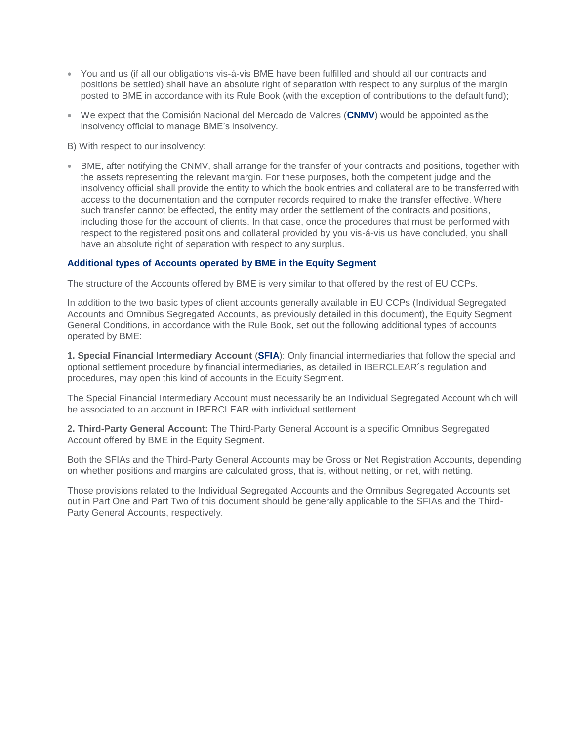- You and us (if all our obligations vis-á-vis BME have been fulfilled and should all our contracts and positions be settled) shall have an absolute right of separation with respect to any surplus of the margin posted to BME in accordance with its Rule Book (with the exception of contributions to the default fund);
- We expect that the Comisión Nacional del Mercado de Valores (**CNMV**) would be appointed as the insolvency official to manage BME's insolvency.

B) With respect to our insolvency:

- BME, after notifying the CNMV, shall arrange for the transfer of your contracts and positions, together with the assets representing the relevant margin. For these purposes, both the competent judge and the insolvency official shall provide the entity to which the book entries and collateral are to be transferred with access to the documentation and the computer records required to make the transfer effective. Where such transfer cannot be effected, the entity may order the settlement of the contracts and positions, including those for the account of clients. In that case, once the procedures that must be performed with respect to the registered positions and collateral provided by you vis-á-vis us have concluded, you shall have an absolute right of separation with respect to any surplus.

### Additional types of Accounts operated by BME in the Equity Segment

The structure of the Accounts offered by BME is very similar to that offered by the rest of EU CCPs.

In addition to the two basic types of client accounts generally available in EU CCPs (Individual Segregated Accounts and Omnibus Segregated Accounts, as previously detailed in this document), the Equity Segment General Conditions, in accordance with the Rule Book, set out the following additional types of accounts operated by BME:

**1. Special Financial Intermediary Account** (**SFIA**): Only financial intermediaries that follow the special and optional settlement procedure by financial intermediaries, as detailed in IBERCLEAR´s regulation and procedures, may open this kind of accounts in the Equity Segment.

The Special Financial Intermediary Account must necessarily be an Individual Segregated Account which will be associated to an account in IBERCLEAR with individual settlement.

**2. Third-Party General Account:** The Third-Party General Account is a specific Omnibus Segregated Account offered by BME in the Equity Segment.

Both the SFIAs and the Third-Party General Accounts may be Gross or Net Registration Accounts, depending on whether positions and margins are calculated gross, that is, without netting, or net, with netting.

Those provisions related to the Individual Segregated Accounts and the Omnibus Segregated Accounts set out in Part One and Part Two of this document should be generally applicable to the SFIAs and the Third-Party General Accounts, respectively.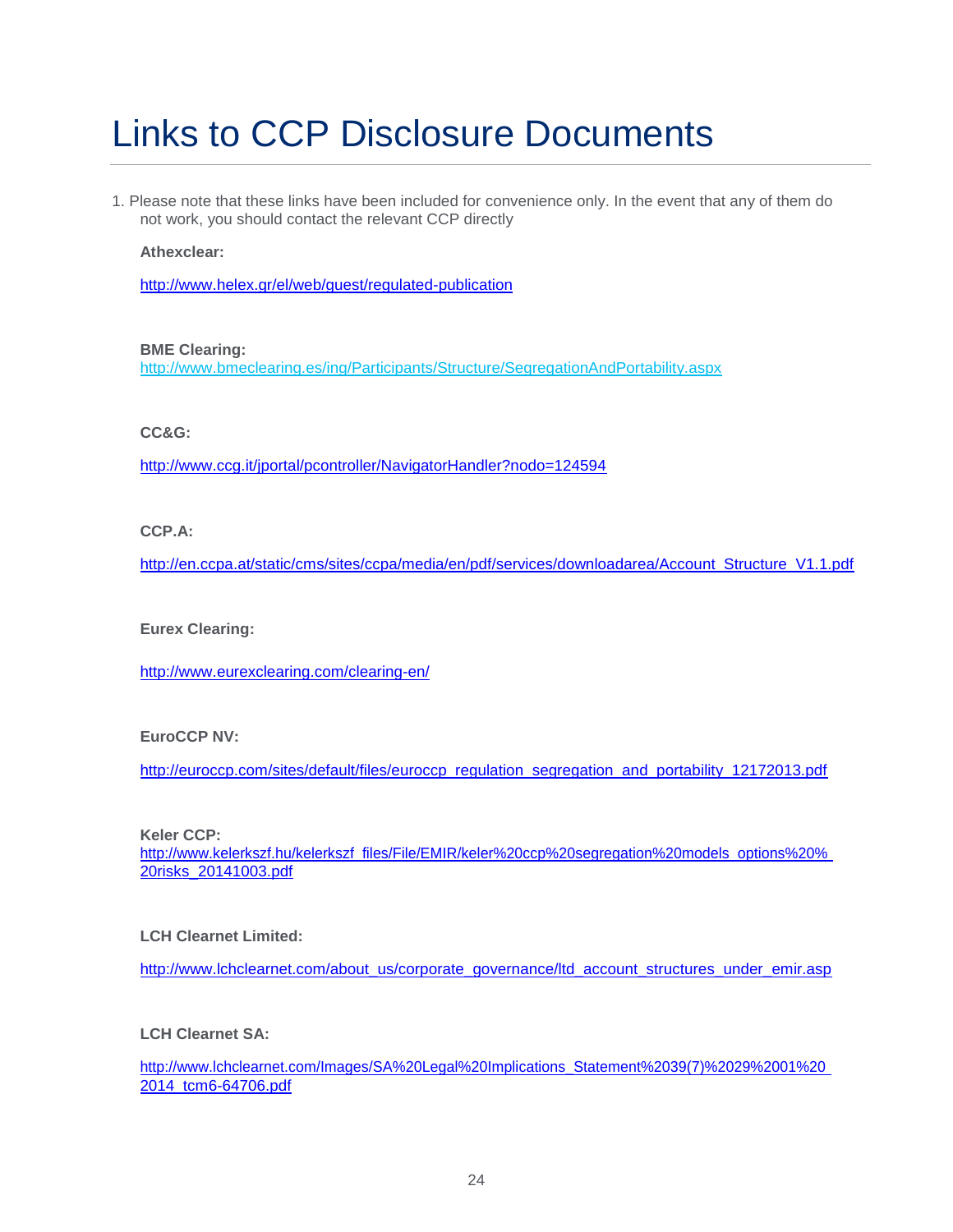# Links to CCP Disclosure Documents

1. Please note that these links have been included for convenience only. In the event that any of them do not work, you should contact the relevant CCP directly

   **Athexclear:**

   http://www.helex.gr/el/web/guest/regulated-publication

   **BME Clearing:**
   http://www.bmeclearing.es/ing/Participants/Structure/SegregationAndPortability.aspx

   **CC&G:**

   http://www.ccg.it/jportal/pcontroller/NavigatorHandler?nodo=124594

   **CCP.A:**

   http://en.ccpa.at/static/cms/sites/ccpa/media/en/pdf/services/downloadarea/Account_Structure_V1.1.pdf

   **Eurex Clearing:**

   http://www.eurexclearing.com/clearing-en/

   **EuroCCP NV:**

   http://euroccp.com/sites/default/files/euroccp_regulation_segregation_and_portability_12172013.pdf

   **Keler CCP:**
   http://www.kelerkszf.hu/kelerkszf_files/File/EMIR/keler%20ccp%20segregation%20models_options%20%20risks_20141003.pdf

   **LCH Clearnet Limited:**

   http://www.lchclearnet.com/about_us/corporate_governance/ltd_account_structures_under_emir.asp

   **LCH Clearnet SA:**

   http://www.lchclearnet.com/Images/SA%20Legal%20Implications_Statement%2039(7)%2029%2001%202014_tcm6-64706.pdf